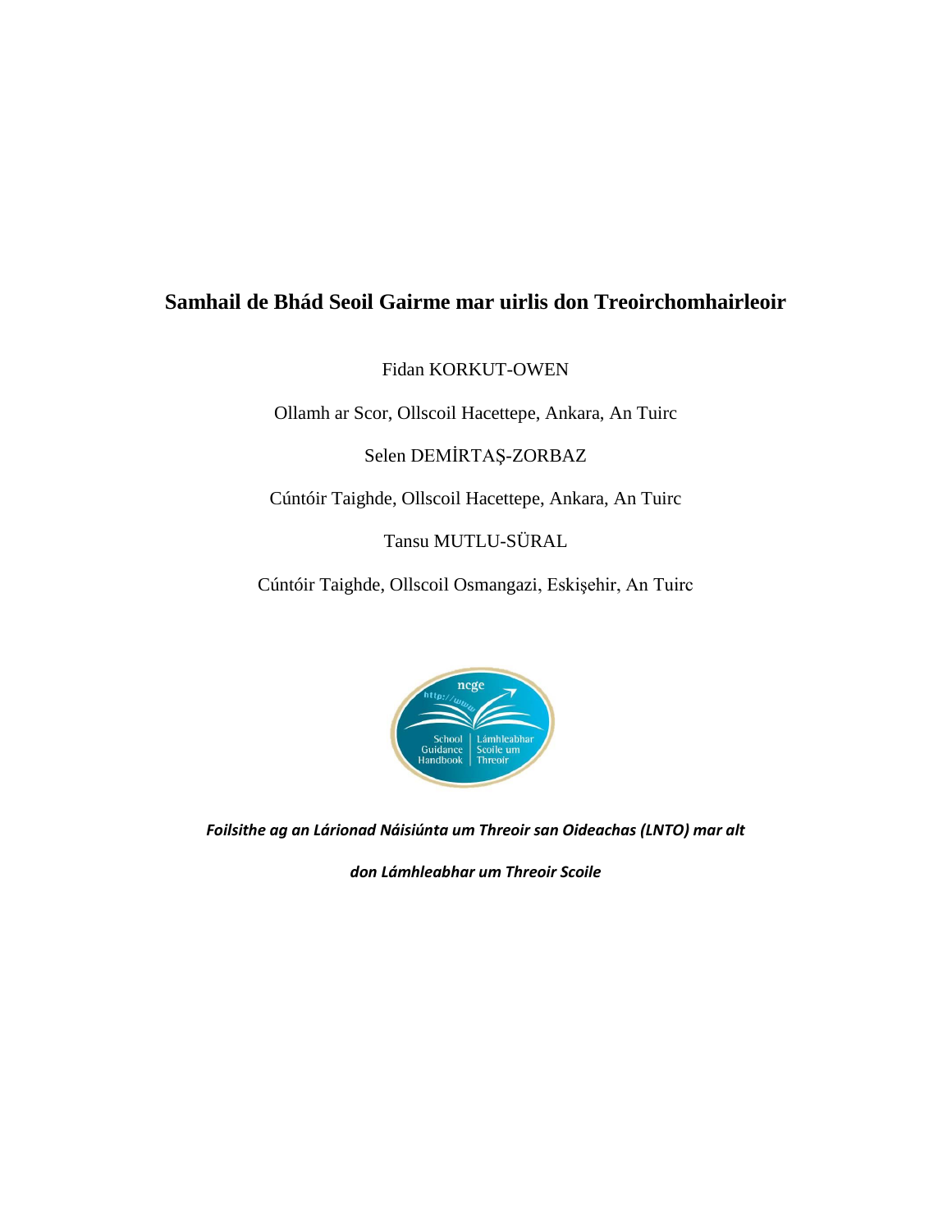# Samhail de Bhád Seoil Gairme mar uirlis don Treoirchomhairleoir

Fidan KORKUT-OWEN

Ollamh ar Scor, Ollscoil Hacettepe, Ankara, An Tuirc

Selen DEMİRTAŞ-ZORBAZ

Cúntóir Taighde, Ollscoil Hacettepe, Ankara, An Tuirc

Tansu MUTLU-SÜRAL

Cúntóir Taighde, Ollscoil Osmangazi, Eskişehir, An Tuirc

***Foilsithe ag an Lárionad Náisiúnta um Threoir san Oideachas (LNTO) mar alt***

***don Lámhleabhar um Threoir Scoile***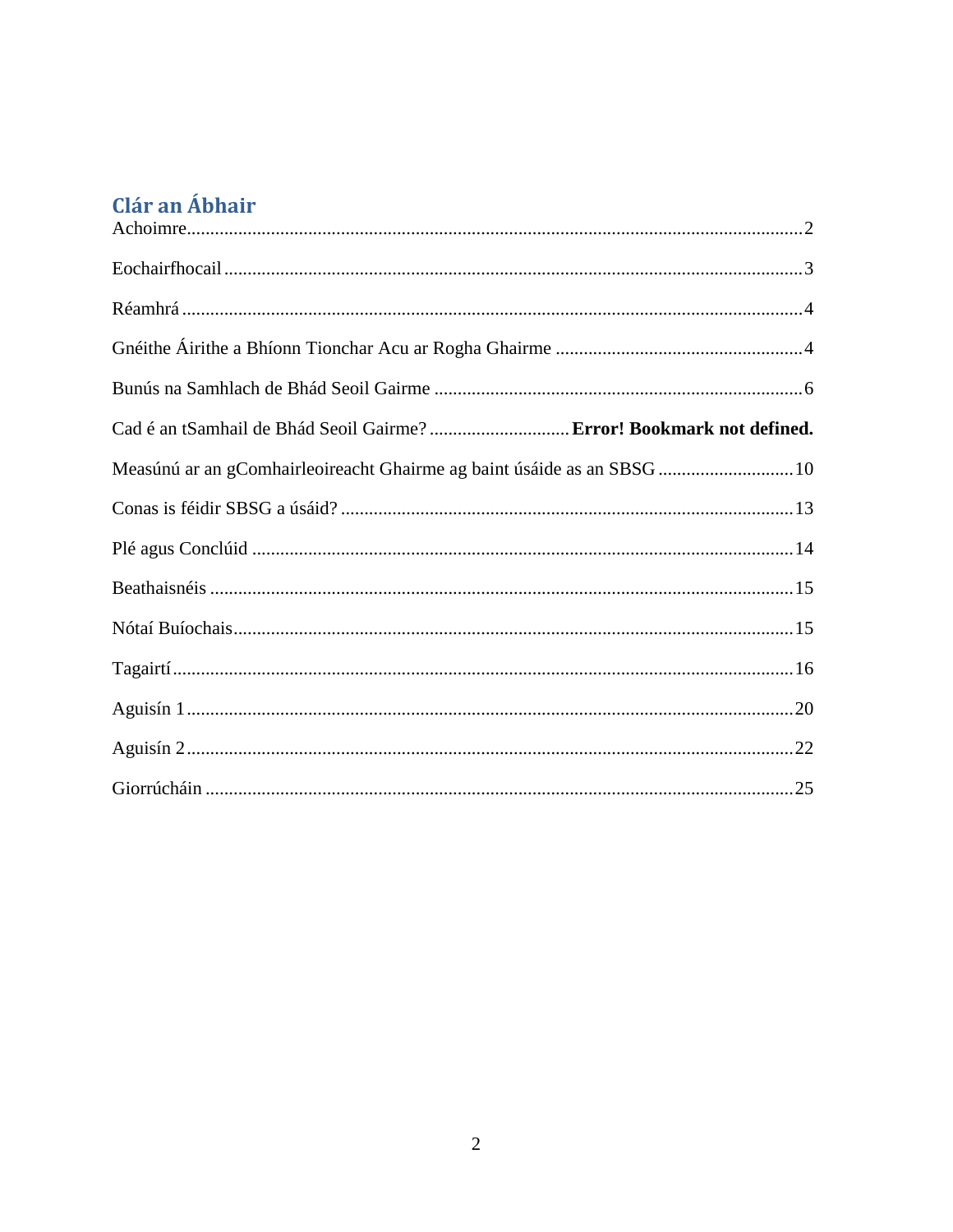## Clár an Ábhair

Achoimre....................................................................................................................2

Eochairfhocail...........................................................................................................3

Réamhrá ...................................................................................................................4

Gnéithe Áirithe a Bhíonn Tionchar Acu ar Rogha Ghairme .....................................................4

Bunús na Samhlach de Bhád Seoil Gairme ..............................................................................6

Cad é an tSamhail de Bhád Seoil Gairme? .............................. **Error! Bookmark not defined.**

Measúnú ar an gComhairleoireacht Ghairme ag baint úsáide as an SBSG ............................10

Conas is féidir SBSG a úsáid? ................................................................................13

Plé agus Conclúid ...................................................................................................14

Beathaisnéis ............................................................................................................15

Nótaí Buíochais........................................................................................................15

Tagairtí.....................................................................................................................16

Aguisín 1..................................................................................................................20

Aguisín 2..................................................................................................................22

Giorrúcháin ..............................................................................................................25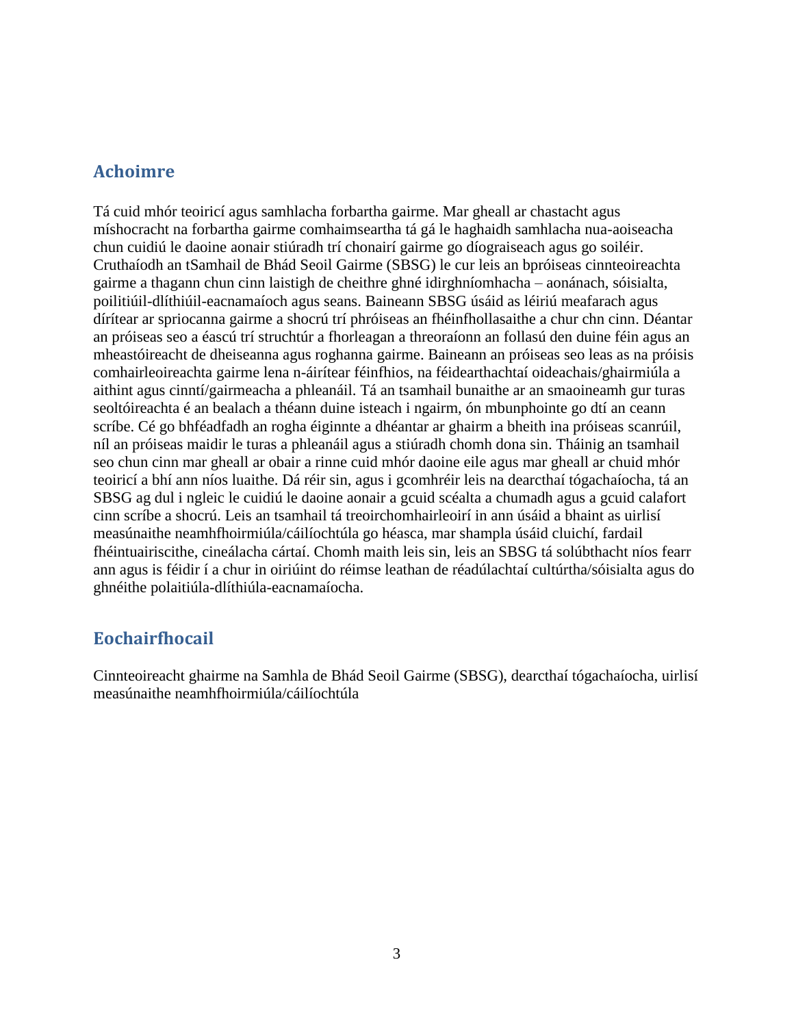## Achoimre

Tá cuid mhór teoiricí agus samhlacha forbartha gairme. Mar gheall ar chastacht agus míshocracht na forbartha gairme comhaimseartha tá gá le haghaidh samhlacha nua-aoiseacha chun cuidiú le daoine aonair stiúradh trí chonairí gairme go díograiseach agus go soiléir. Cruthaíodh an tSamhail de Bhád Seoil Gairme (SBSG) le cur leis an bpróiseas cinnteoireachta gairme a thagann chun cinn laistigh de cheithre ghné idirghníomhacha – aonánach, sóisialta, poilitiúil-dlíthiúil-eacnamaíoch agus seans. Baineann SBSG úsáid as léiriú meafarach agus dírítear ar spriocanna gairme a shocrú trí phróiseas an fhéinfhollasaithe a chur chn cinn. Déantar an próiseas seo a éascú trí struchtúr a fhorleagan a threoraíonn an follasú den duine féin agus an mheastóireacht de dheiseanna agus roghanna gairme. Baineann an próiseas seo leas as na próisis comhairleoireachta gairme lena n-áirítear féinfhios, na féidearthachtaí oideachais/ghairmiúla a aithint agus cinntí/gairmeacha a phleanáil. Tá an tsamhail bunaithe ar an smaoineamh gur turas seoltóireachta é an bealach a théann duine isteach i ngairm, ón mbunphointe go dtí an ceann scríbe. Cé go bhféadfadh an rogha éiginnte a dhéantar ar ghairm a bheith ina próiseas scanrúil, níl an próiseas maidir le turas a phleanáil agus a stiúradh chomh dona sin. Tháinig an tsamhail seo chun cinn mar gheall ar obair a rinne cuid mhór daoine eile agus mar gheall ar chuid mhór teoiricí a bhí ann níos luaithe. Dá réir sin, agus i gcomhréir leis na dearcthaí tógachaíocha, tá an SBSG ag dul i ngleic le cuidiú le daoine aonair a gcuid scéalta a chumadh agus a gcuid calafort cinn scríbe a shocrú. Leis an tsamhail tá treoirchomhairleoirí in ann úsáid a bhaint as uirlisí measúnaithe neamhfhoirmiúla/cáilíochtúla go héasca, mar shampla úsáid cluichí, fardail fhéintuairiscithe, cineálacha cártaí. Chomh maith leis sin, leis an SBSG tá solúbthacht níos fearr ann agus is féidir í a chur in oiriúint do réimse leathan de réadúlachtaí cultúrtha/sóisialta agus do ghnéithe polaitiúla-dlíthiúla-eacnamaíocha.

## Eochairfhocail

Cinnteoireacht ghairme na Samhla de Bhád Seoil Gairme (SBSG), dearcthaí tógachaíocha, uirlisí measúnaithe neamhfhoirmiúla/cáilíochtúla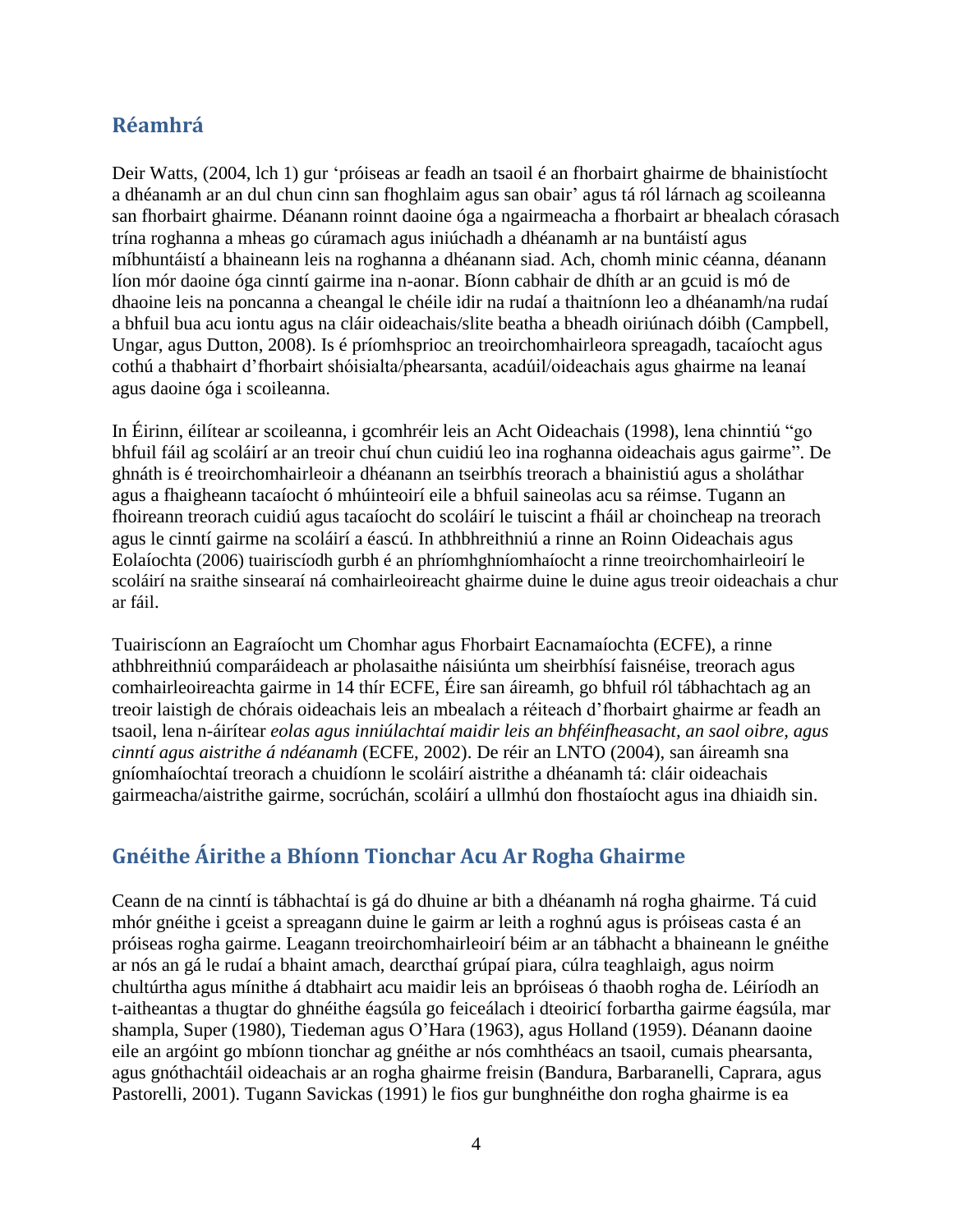## Réamhrá

Deir Watts, (2004, lch 1) gur 'próiseas ar feadh an tsaoil é an fhorbairt ghairme de bhainistíocht a dhéanamh ar an dul chun cinn san fhoghlaim agus san obair' agus tá ról lárnach ag scoileanna san fhorbairt ghairme. Déanann roinnt daoine óga a ngairmeacha a fhorbairt ar bhealach córasach trína roghanna a mheas go cúramach agus iniúchadh a dhéanamh ar na buntáistí agus míbhuntáistí a bhaineann leis na roghanna a dhéanann siad. Ach, chomh minic céanna, déanann líon mór daoine óga cinntí gairme ina n-aonar. Bíonn cabhair de dhíth ar an gcuid is mó de dhaoine leis na poncanna a cheangal le chéile idir na rudaí a thaitníonn leo a dhéanamh/na rudaí a bhfuil bua acu iontu agus na cláir oideachais/slite beatha a bheadh oiriúnach dóibh (Campbell, Ungar, agus Dutton, 2008). Is é príomhsprioc an treoirchomhairleora spreagadh, tacaíocht agus cothú a thabhairt d'fhorbairt shóisialta/phearsanta, acadúil/oideachais agus ghairme na leanaí agus daoine óga i scoileanna.

In Éirinn, éilítear ar scoileanna, i gcomhréir leis an Acht Oideachais (1998), lena chinntiú "go bhfuil fáil ag scoláirí ar an treoir chuí chun cuidiú leo ina roghanna oideachais agus gairme". De ghnáth is é treoirchomhairleoir a dhéanann an tseirbhís treorach a bhainistiú agus a sholáthar agus a fhaigheann tacaíocht ó mhúinteoirí eile a bhfuil saineolas acu sa réimse. Tugann an fhoireann treorach cuidiú agus tacaíocht do scoláirí le tuiscint a fháil ar choincheap na treorach agus le cinntí gairme na scoláirí a éascú. In athbhreithniú a rinne an Roinn Oideachais agus Eolaíochta (2006) tuairiscíodh gurbh é an phríomhghníomhaíocht a rinne treoirchomhairleoirí le scoláirí na sraithe sinsearaí ná comhairleoireacht ghairme duine le duine agus treoir oideachais a chur ar fáil.

Tuairiscíonn an Eagraíocht um Chomhar agus Fhorbairt Eacnamaíochta (ECFE), a rinne athbhreithniú comparáideach ar pholasaithe náisiúnta um sheirbhísí faisnéise, treorach agus comhairleoireachta gairme in 14 thír ECFE, Éire san áireamh, go bhfuil ról tábhachtach ag an treoir laistigh de chórais oideachais leis an mbealach a réiteach d'fhorbairt ghairme ar feadh an tsaoil, lena n-áirítear *eolas agus inniúlachtaí maidir leis an bhféinfheasacht, an saol oibre, agus cinntí agus aistrithe á ndéanamh* (ECFE, 2002). De réir an LNTO (2004), san áireamh sna gníomhaíochtaí treorach a chuidíonn le scoláirí aistrithe a dhéanamh tá: cláir oideachais gairmeacha/aistrithe gairme, socrúchán, scoláirí a ullmhú don fhostaíocht agus ina dhiaidh sin.

## Gnéithe Áirithe a Bhíonn Tionchar Acu Ar Rogha Ghairme

Ceann de na cinntí is tábhachtaí is gá do dhuine ar bith a dhéanamh ná rogha ghairme. Tá cuid mhór gnéithe i gceist a spreagann duine le gairm ar leith a roghnú agus is próiseas casta é an próiseas rogha gairme. Leagann treoirchomhairleoirí béim ar an tábhacht a bhaineann le gnéithe ar nós an gá le rudaí a bhaint amach, dearcthaí grúpaí piara, cúlra teaghlaigh, agus noirm chultúrtha agus mínithe á dtabhairt acu maidir leis an bpróiseas ó thaobh rogha de. Léiríodh an t-aitheantas a thugtar do ghnéithe éagsúla go feiceálach i dteoiricí forbartha gairme éagsúla, mar shampla, Super (1980), Tiedeman agus O'Hara (1963), agus Holland (1959). Déanann daoine eile an argóint go mbíonn tionchar ag gnéithe ar nós comhthéacs an tsaoil, cumais phearsanta, agus gnóthachtáil oideachais ar an rogha ghairme freisin (Bandura, Barbaranelli, Caprara, agus Pastorelli, 2001). Tugann Savickas (1991) le fios gur bunghnéithe don rogha ghairme is ea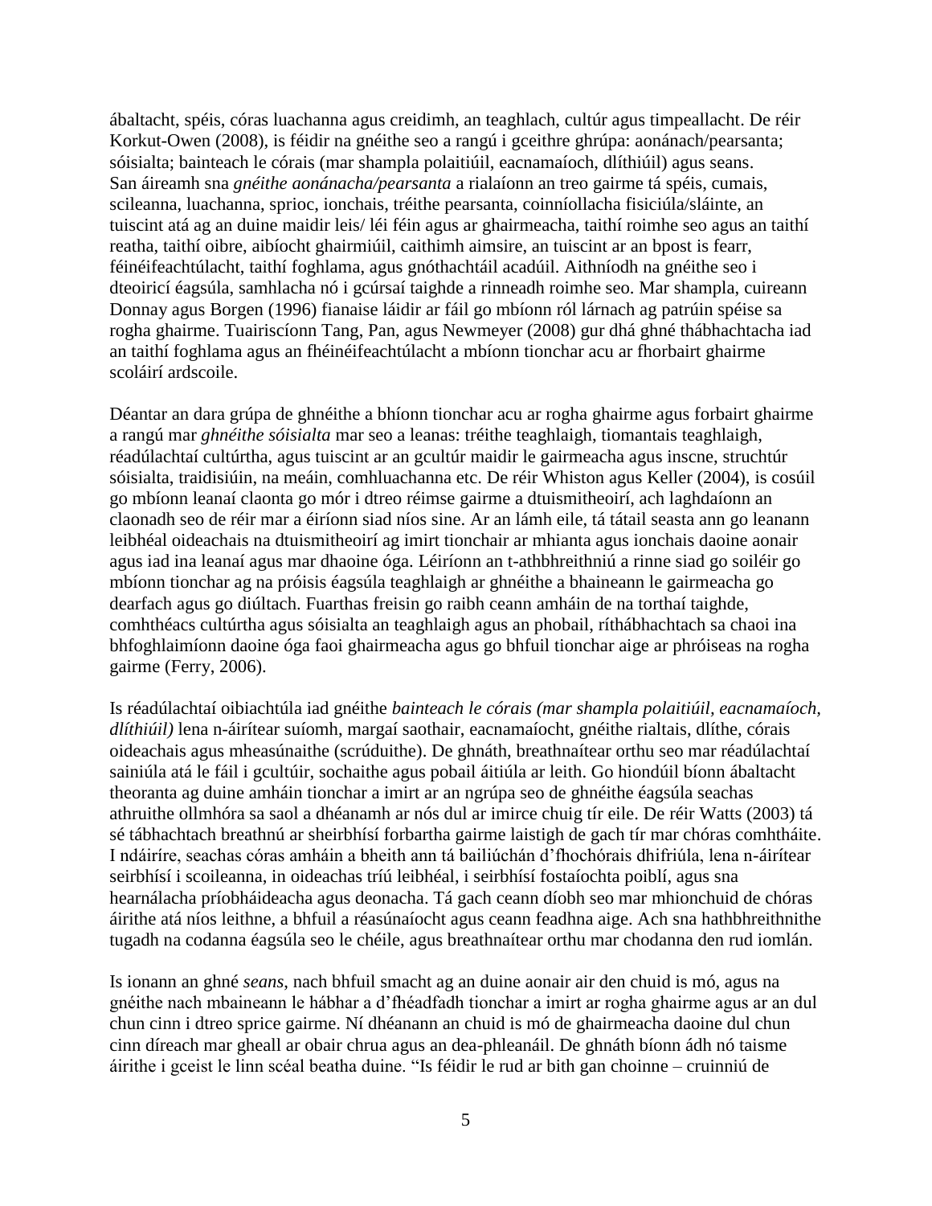ábaltacht, spéis, córas luachanna agus creidimh, an teaghlach, cultúr agus timpeallacht. De réir Korkut-Owen (2008), is féidir na gnéithe seo a rangú i gceithre ghrúpa: aonánach/pearsanta; sóisialta; bainteach le córais (mar shampla polaitiúil, eacnamaíoch, dlíthiúil) agus seans. San áireamh sna *gnéithe aonánacha/pearsanta* a rialaíonn an treo gairme tá spéis, cumais, scileanna, luachanna, sprioc, ionchais, tréithe pearsanta, coinníollacha fisiciúla/sláinte, an tuiscint atá ag an duine maidir leis/ léi féin agus ar ghairmeacha, taithí roimhe seo agus an taithí reatha, taithí oibre, aibíocht ghairmiúil, caithimh aimsire, an tuiscint ar an bpost is fearr, féinéifeachtúlacht, taithí foghlama, agus gnóthachtáil acadúil. Aithníodh na gnéithe seo i dteoiricí éagsúla, samhlacha nó i gcúrsaí taighde a rinneadh roimhe seo. Mar shampla, cuireann Donnay agus Borgen (1996) fianaise láidir ar fáil go mbíonn ról lárnach ag patrúin spéise sa rogha ghairme. Tuairiscíonn Tang, Pan, agus Newmeyer (2008) gur dhá ghné thábhachtacha iad an taithí foghlama agus an fhéinéifeachtúlacht a mbíonn tionchar acu ar fhorbairt ghairme scoláirí ardscoile.

Déantar an dara grúpa de ghnéithe a bhíonn tionchar acu ar rogha ghairme agus forbairt ghairme a rangú mar *ghnéithe sóisialta* mar seo a leanas: tréithe teaghlaigh, tiomantais teaghlaigh, réadúlachtaí cultúrtha, agus tuiscint ar an gcultúr maidir le gairmeacha agus inscne, struchtúr sóisialta, traidisiúin, na meáin, comhluachanna etc. De réir Whiston agus Keller (2004), is cosúil go mbíonn leanaí claonta go mór i dtreo réimse gairme a dtuismitheoirí, ach laghdaíonn an claonadh seo de réir mar a éiríonn siad níos sine. Ar an lámh eile, tá tátail seasta ann go leanann leibhéal oideachais na dtuismitheoirí ag imirt tionchair ar mhianta agus ionchais daoine aonair agus iad ina leanaí agus mar dhaoine óga. Léiríonn an t-athbhreithniú a rinne siad go soiléir go mbíonn tionchar ag na próisis éagsúla teaghlaigh ar ghnéithe a bhaineann le gairmeacha go dearfach agus go diúltach. Fuarthas freisin go raibh ceann amháin de na torthaí taighde, comhthéacs cultúrtha agus sóisialta an teaghlaigh agus an phobail, ríthábhachtach sa chaoi ina bhfoghlaimíonn daoine óga faoi ghairmeacha agus go bhfuil tionchar aige ar phróiseas na rogha gairme (Ferry, 2006).

Is réadúlachtaí oibiachtúla iad gnéithe *bainteach le córais (mar shampla polaitiúil, eacnamaíoch, dlíthiúil)* lena n-áirítear suíomh, margaí saothair, eacnamaíocht, gnéithe rialtais, dlíthe, córais oideachais agus mheasúnaithe (scrúduithe). De ghnáth, breathnaítear orthu seo mar réadúlachtaí sainiúla atá le fáil i gcultúir, sochaithe agus pobail áitiúla ar leith. Go hiondúil bíonn ábaltacht theoranta ag duine amháin tionchar a imirt ar an ngrúpa seo de ghnéithe éagsúla seachas athruithe ollmhóra sa saol a dhéanamh ar nós dul ar imirce chuig tír eile. De réir Watts (2003) tá sé tábhachtach breathnú ar sheirbhísí forbartha gairme laistigh de gach tír mar chóras comhtháite. I ndáiríre, seachas córas amháin a bheith ann tá bailiúchán d'fhochórais dhifriúla, lena n-áirítear seirbhísí i scoileanna, in oideachas tríú leibhéal, i seirbhísí fostaíochta poiblí, agus sna hearnálacha príobháideacha agus deonacha. Tá gach ceann díobh seo mar mhionchuid de chóras áirithe atá níos leithne, a bhfuil a réasúnaíocht agus ceann feadhna aige. Ach sna hathbhreithnithe tugadh na codanna éagsúla seo le chéile, agus breathnaítear orthu mar chodanna den rud iomlán.

Is ionann an ghné *seans*, nach bhfuil smacht ag an duine aonair air den chuid is mó, agus na gnéithe nach mbaineann le hábhar a d'fhéadfadh tionchar a imirt ar rogha ghairme agus ar an dul chun cinn i dtreo sprice gairme. Ní dhéanann an chuid is mó de ghairmeacha daoine dul chun cinn díreach mar gheall ar obair chrua agus an dea-phleanáil. De ghnáth bíonn ádh nó taisme áirithe i gceist le linn scéal beatha duine. "Is féidir le rud ar bith gan choinne – cruinniú de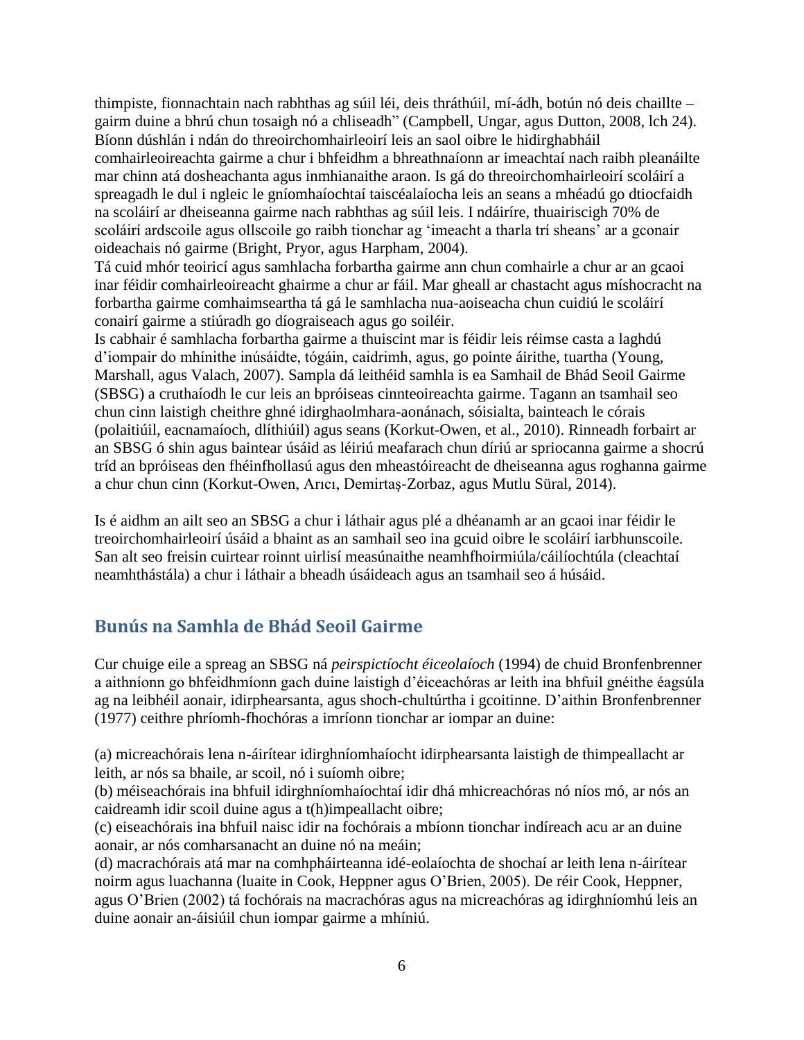thimpiste, fionnachtain nach rabhthas ag súil léi, deis thráthúil, mí-ádh, botún nó deis chaillte – gairm duine a bhrú chun tosaigh nó a chliseadh" (Campbell, Ungar, agus Dutton, 2008, lch 24). Bíonn dúshlán i ndán do threoirchomhairleoirí leis an saol oibre le hidirghabháil comhairleoireachta gairme a chur i bhfeidhm a bhreathnaíonn ar imeachtaí nach raibh pleanáilte mar chinn atá dosheachanta agus inmhianaithe araon. Is gá do threoirchomhairleoirí scoláirí a spreagadh le dul i ngleic le gníomhaíochtaí taiscéalaíocha leis an seans a mhéadú go dtiocfaidh na scoláirí ar dheiseanna gairme nach rabhthas ag súil leis. I ndáiríre, thuairiscigh 70% de scoláirí ardscoile agus ollscoile go raibh tionchar ag 'imeacht a tharla trí sheans' ar a gconair oideachais nó gairme (Bright, Pryor, agus Harpham, 2004).

Tá cuid mhór teoiricí agus samhlacha forbartha gairme ann chun comhairle a chur ar an gcaoi inar féidir comhairleoireacht ghairme a chur ar fáil. Mar gheall ar chastacht agus míshocracht na forbartha gairme comhaimseartha tá gá le samhlacha nua-aoiseacha chun cuidiú le scoláirí conairí gairme a stiúradh go díograiseach agus go soiléir.

Is cabhair é samhlacha forbartha gairme a thuiscint mar is féidir leis réimse casta a laghdú d'iompair do mhínithe inúsáidte, tógáin, caidrimh, agus, go pointe áirithe, tuartha (Young, Marshall, agus Valach, 2007). Sampla dá leithéid samhla is ea Samhail de Bhád Seoil Gairme (SBSG) a cruthaíodh le cur leis an bpróiseas cinnteoireachta gairme. Tagann an tsamhail seo chun cinn laistigh cheithre ghné idirghaolmhara-aonánach, sóisialta, bainteach le córais (polaitiúil, eacnamaíoch, dlíthiúil) agus seans (Korkut-Owen, et al., 2010). Rinneadh forbairt ar an SBSG ó shin agus baintear úsáid as léiriú meafarach chun díriú ar spriocanna gairme a shocrú tríd an bpróiseas den fhéinfhollasú agus den mheastóireacht de dheiseanna agus roghanna gairme a chur chun cinn (Korkut-Owen, Arıcı, Demirtaş-Zorbaz, agus Mutlu Süral, 2014).

Is é aidhm an ailt seo an SBSG a chur i láthair agus plé a dhéanamh ar an gcaoi inar féidir le treoirchomhairleoirí úsáid a bhaint as an samhail seo ina gcuid oibre le scoláirí iarbhunscoile. San alt seo freisin cuirtear roinnt uirlisí measúnaithe neamhfhoirmiúla/cáilíochtúla (cleachtaí neamhthástála) a chur i láthair a bheadh úsáideach agus an tsamhail seo á húsáid.

## Bunús na Samhla de Bhád Seoil Gairme

Cur chuige eile a spreag an SBSG ná *peirspictíocht éiceolaíoch* (1994) de chuid Bronfenbrenner a aithníonn go bhfeidhmíonn gach duine laistigh d'éiceachóras ar leith ina bhfuil gnéithe éagsúla ag na leibhéil aonair, idirphearsanta, agus shoch-chultúrtha i gcoitinne. D'aithin Bronfenbrenner (1977) ceithre phríomh-fhochóras a imríonn tionchar ar iompar an duine:

(a) micreachórais lena n-áirítear idirghníomhaíocht idirphearsanta laistigh de thimpeallacht ar leith, ar nós sa bhaile, ar scoil, nó i suíomh oibre;
(b) méiseachórais ina bhfuil idirghníomhaíochtaí idir dhá mhicreachóras nó níos mó, ar nós an caidreamh idir scoil duine agus a t(h)impeallacht oibre;
(c) eiseachórais ina bhfuil naisc idir na fochórais a mbíonn tionchar indíreach acu ar an duine aonair, ar nós comharsanacht an duine nó na meáin;
(d) macrachórais atá mar na comhpháirteanna idé-eolaíochta de shochaí ar leith lena n-áirítear noirm agus luachanna (luaite in Cook, Heppner agus O'Brien, 2005). De réir Cook, Heppner, agus O'Brien (2002) tá fochórais na macrachóras agus na micreachóras ag idirghníomhú leis an duine aonair an-áisiúil chun iompar gairme a mhíniú.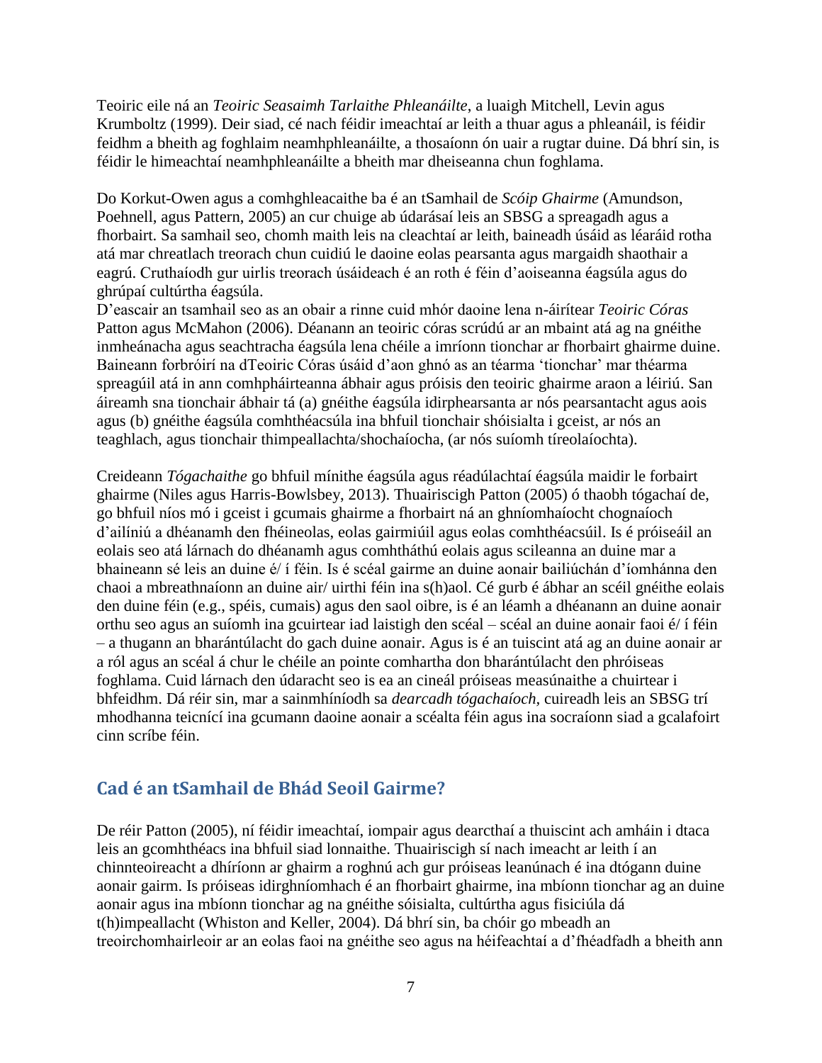Teoiric eile ná an *Teoiric Seasaimh Tarlaithe Phleanáilte*, a luaigh Mitchell, Levin agus Krumboltz (1999). Deir siad, cé nach féidir imeachtaí ar leith a thuar agus a phleanáil, is féidir feidhm a bheith ag foghlaim neamhphleanáilte, a thosaíonn ón uair a rugtar duine. Dá bhrí sin, is féidir le himeachtaí neamhphleanáilte a bheith mar dheiseanna chun foghlama.

Do Korkut-Owen agus a comhghleacaithe ba é an tSamhail de *Scóip Ghairme* (Amundson, Poehnell, agus Pattern, 2005) an cur chuige ab údarásaí leis an SBSG a spreagadh agus a fhorbairt. Sa samhail seo, chomh maith leis na cleachtaí ar leith, baineadh úsáid as léaráid rotha atá mar chreatlach treorach chun cuidiú le daoine eolas pearsanta agus margaidh shaothair a eagrú. Cruthaíodh gur uirlis treorach úsáideach é an roth é féin d'aoiseanna éagsúla agus do ghrúpaí cultúrtha éagsúla.
D'eascair an tsamhail seo as an obair a rinne cuid mhór daoine lena n-áirítear *Teoiric Córas* Patton agus McMahon (2006). Déanann an teoiric córas scrúdú ar an mbaint atá ag na gnéithe inmheánacha agus seachtracha éagsúla lena chéile a imríonn tionchar ar fhorbairt ghairme duine. Baineann forbróirí na dTeoiric Córas úsáid d'aon ghnó as an téarma 'tionchar' mar théarma spreagúil atá in ann comhpháirteanna ábhair agus próisis den teoiric ghairme araon a léiriú. San áireamh sna tionchair ábhair tá (a) gnéithe éagsúla idirphearsanta ar nós pearsantacht agus aois agus (b) gnéithe éagsúla comhthéacsúla ina bhfuil tionchair shóisialta i gceist, ar nós an teaghlach, agus tionchair thimpeallachta/shochaíocha, (ar nós suíomh tíreolaíochta).

Creideann *Tógachaithe* go bhfuil mínithe éagsúla agus réadúlachtaí éagsúla maidir le forbairt ghairme (Niles agus Harris-Bowlsbey, 2013). Thuairiscigh Patton (2005) ó thaobh tógachaí de, go bhfuil níos mó i gceist i gcumais ghairme a fhorbairt ná an ghníomhaíocht chognaíoch d'ailíniú a dhéanamh den fhéineolas, eolas gairmiúil agus eolas comhthéacsúil. Is é próiseáil an eolais seo atá lárnach do dhéanamh agus comhtháthú eolais agus scileanna an duine mar a bhaineann sé leis an duine é/ í féin. Is é scéal gairme an duine aonair bailiúchán d'íomhánna den chaoi a mbreathnaíonn an duine air/ uirthi féin ina s(h)aol. Cé gurb é ábhar an scéil gnéithe eolais den duine féin (e.g., spéis, cumais) agus den saol oibre, is é an léamh a dhéanann an duine aonair orthu seo agus an suíomh ina gcuirtear iad laistigh den scéal – scéal an duine aonair faoi é/ í féin – a thugann an bharántúlacht do gach duine aonair. Agus is é an tuiscint atá ag an duine aonair ar a ról agus an scéal á chur le chéile an pointe comhartha don bharántúlacht den phróiseas foghlama. Cuid lárnach den údaracht seo is ea an cineál próiseas measúnaithe a chuirtear i bhfeidhm. Dá réir sin, mar a sainmhíníodh sa *dearcadh tógachaíoch,* cuireadh leis an SBSG trí mhodhanna teicnící ina gcumann daoine aonair a scéalta féin agus ina socraíonn siad a gcalafoirt cinn scríbe féin.

## Cad é an tSamhail de Bhád Seoil Gairme?

De réir Patton (2005), ní féidir imeachtaí, iompair agus dearcthaí a thuiscint ach amháin i dtaca leis an gcomhthéacs ina bhfuil siad lonnaithe. Thuairiscigh sí nach imeacht ar leith í an chinnteoireacht a dhíríonn ar ghairm a roghnú ach gur próiseas leanúnach é ina dtógann duine aonair gairm. Is próiseas idirghníomhach é an fhorbairt ghairme, ina mbíonn tionchar ag an duine aonair agus ina mbíonn tionchar ag na gnéithe sóisialta, cultúrtha agus fisiciúla dá t(h)impeallacht (Whiston and Keller, 2004). Dá bhrí sin, ba chóir go mbeadh an treoirchomhairleoir ar an eolas faoi na gnéithe seo agus na héifeachtaí a d'fhéadfadh a bheith ann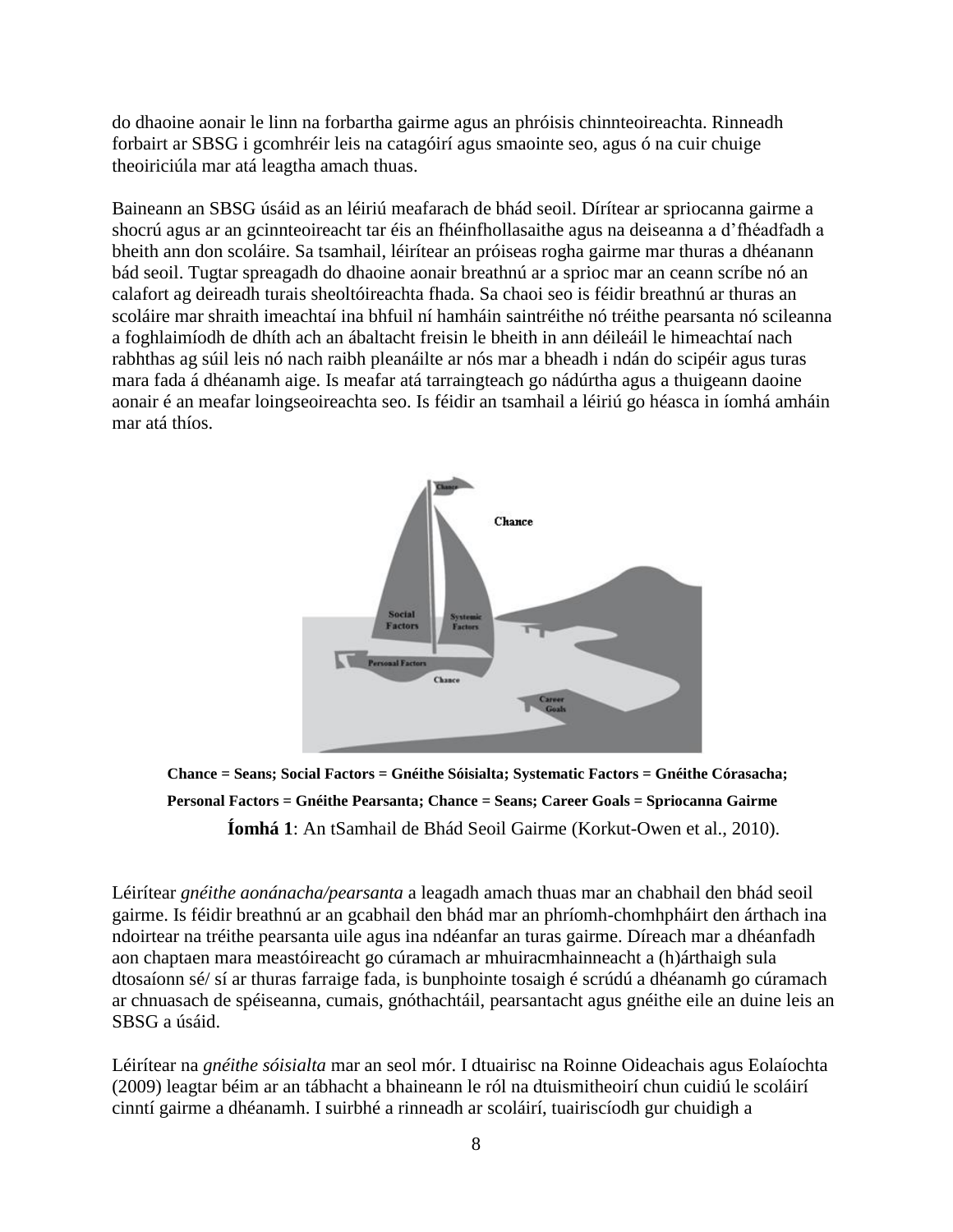do dhaoine aonair le linn na forbartha gairme agus an phróisis chinnteoireachta. Rinneadh forbairt ar SBSG i gcomhréir leis na catagóirí agus smaointe seo, agus ó na cuir chuige theoiriciúla mar atá leagtha amach thuas.

Baineann an SBSG úsáid as an léiriú meafarach de bhád seoil. Dírítear ar spriocanna gairme a shocrú agus ar an gcinnteoireacht tar éis an fhéinfhollasaithe agus na deiseanna a d'fhéadfadh a bheith ann don scoláire. Sa tsamhail, léirítear an próiseas rogha gairme mar thuras a dhéanann bád seoil. Tugtar spreagadh do dhaoine aonair breathnú ar a sprioc mar an ceann scríbe nó an calafort ag deireadh turais sheoltóireachta fhada. Sa chaoi seo is féidir breathnú ar thuras an scoláire mar shraith imeachtaí ina bhfuil ní hamháin saintréithe nó tréithe pearsanta nó scileanna a foghlaimíodh de dhíth ach an ábaltacht freisin le bheith in ann déileáil le himeachtaí nach rabhthas ag súil leis nó nach raibh pleanáilte ar nós mar a bheadh i ndán do scipéir agus turas mara fada á dhéanamh aige. Is meafar atá tarraingteach go nádúrtha agus a thuigeann daoine aonair é an meafar loingseoireachta seo. Is féidir an tsamhail a léiriú go héasca in íomhá amháin mar atá thíos.

**Chance = Seans; Social Factors = Gnéithe Sóisialta; Systematic Factors = Gnéithe Córasacha; Personal Factors = Gnéithe Pearsanta; Chance = Seans; Career Goals = Spriocanna Gairme**

**Íomhá 1**: An tSamhail de Bhád Seoil Gairme (Korkut-Owen et al., 2010).

Léirítear *gnéithe aonánacha/pearsanta* a leagadh amach thuas mar an chabhail den bhád seoil gairme. Is féidir breathnú ar an gcabhail den bhád mar an phríomh-chomhpháirt den árthach ina ndoirtear na tréithe pearsanta uile agus ina ndéanfar an turas gairme. Díreach mar a dhéanfadh aon chaptaen mara meastóireacht go cúramach ar mhuiracmhainneacht a (h)árthaigh sula dtosaíonn sé/ sí ar thuras farraige fada, is bunphointe tosaigh é scrúdú a dhéanamh go cúramach ar chnuasach de spéiseanna, cumais, gnóthachtáil, pearsantacht agus gnéithe eile an duine leis an SBSG a úsáid.

Léirítear na *gnéithe sóisialta* mar an seol mór. I dtuairisc na Roinne Oideachais agus Eolaíochta (2009) leagtar béim ar an tábhacht a bhaineann le ról na dtuismitheoirí chun cuidiú le scoláirí cinntí gairme a dhéanamh. I suirbhé a rinneadh ar scoláirí, tuairiscíodh gur chuidigh a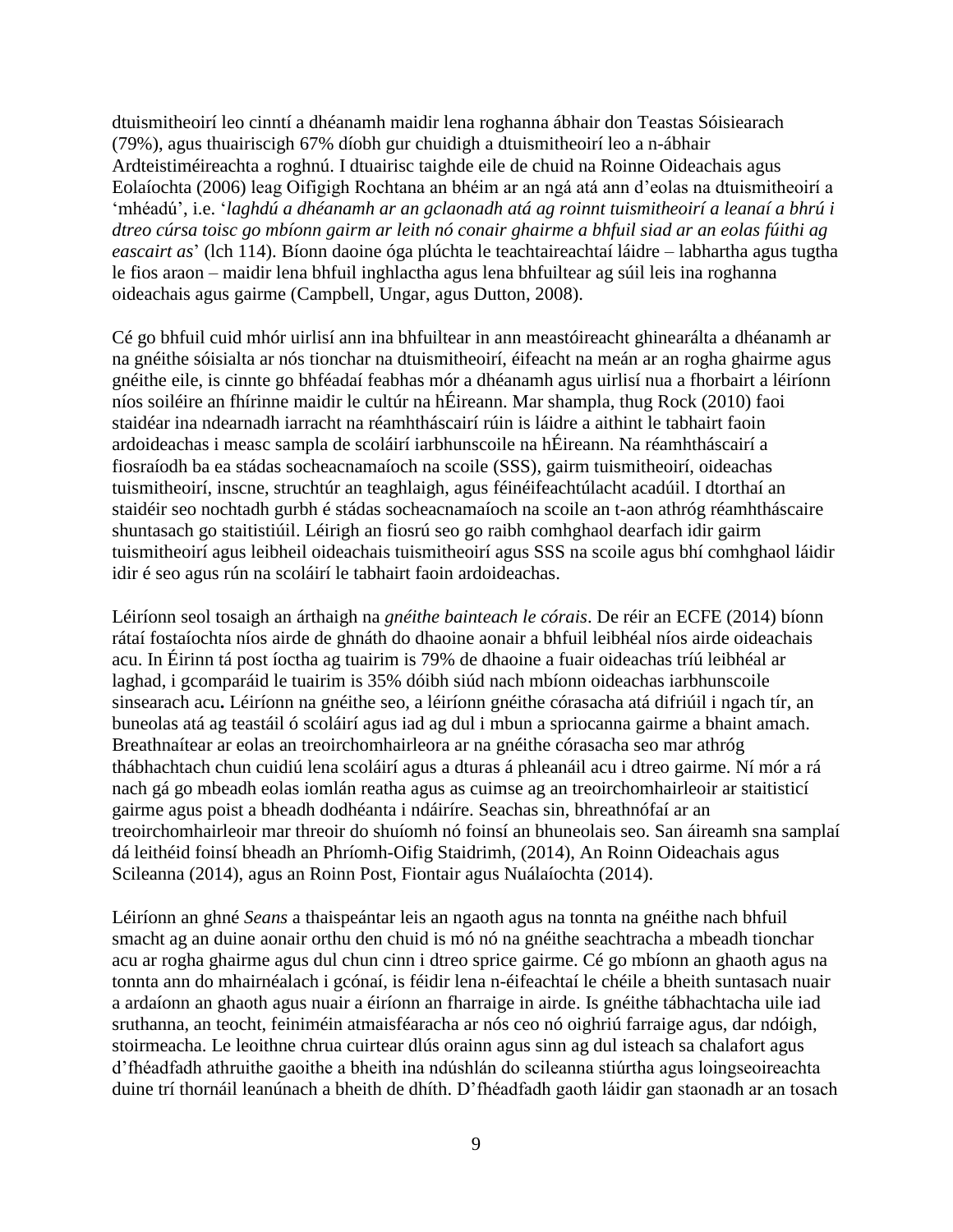dtuismitheoirí leo cinntí a dhéanamh maidir lena roghanna ábhair don Teastas Sóisearach (79%), agus thuairiscigh 67% díobh gur chuidigh a dtuismitheoirí leo a n-ábhair Ardteistiméireachta a roghnú. I dtuairisc taighde eile de chuid na Roinne Oideachais agus Eolaíochta (2006) leag Oifigigh Rochtana an bhéim ar an ngá atá ann d'eolas na dtuismitheoirí a 'mhéadú', i.e. '*laghdú a dhéanamh ar an gclaonadh atá ag roinnt tuismitheoirí a leanaí a bhrú i dtreo cúrsa toisc go mbíonn gairm ar leith nó conair ghairme a bhfuil siad ar an eolas fúithi ag eascairt as*' (lch 114). Bíonn daoine óga plúchta le teachtaireachtaí láidre – labhartha agus tugtha le fios araon – maidir lena bhfuil inghlactha agus lena bhfuiltear ag súil leis ina roghanna oideachais agus gairme (Campbell, Ungar, agus Dutton, 2008).

Cé go bhfuil cuid mhór uirlisí ann ina bhfuiltear in ann meastóireacht ghinearálta a dhéanamh ar na gnéithe sóisialta ar nós tionchar na dtuismitheoirí, éifeacht na meán ar an rogha ghairme agus gnéithe eile, is cinnte go bhféadfaí feabhas mór a dhéanamh agus uirlisí nua a fhorbairt a léiríonn níos soiléire an fhírinne maidir le cultúr na hÉireann. Mar shampla, thug Rock (2010) faoi staidéar ina ndearnadh iarracht na réamhtháscairí rúin is láidre a aithint le tabhairt faoin ardoideachas i measc sampla de scoláirí iarbhunscoile na hÉireann. Na réamhtháscairí a fiosraíodh ba ea stádas socheacnamaíoch na scoile (SSS), gairm tuismitheoirí, oideachas tuismitheoirí, inscne, struchtúr an teaghlaigh, agus féinéifeachtúlacht acadúil. I dtorthaí an staidéir seo nochtadh gurbh é stádas socheacnamaíoch na scoile an t-aon athróg réamhtháscaire shuntasach go staitistiúil. Léirigh an fiosrú seo go raibh comhghaol dearfach idir gairm tuismitheoirí agus leibheil oideachais tuismitheoirí agus SSS na scoile agus bhí comhghaol láidir idir é seo agus rún na scoláirí le tabhairt faoin ardoideachas.

Léiríonn seol tosaigh an árthaigh na *gnéithe bainteach le córais*. De réir an ECFE (2014) bíonn rátaí fostaíochta níos airde de ghnáth do dhaoine aonair a bhfuil leibhéal níos airde oideachais acu. In Éirinn tá post íoctha ag tuairim is 79% de dhaoine a fuair oideachas tríú leibhéal ar laghad, i gcomparáid le tuairim is 35% dóibh siúd nach mbíonn oideachas iarbhunscoile sinsearach acu**.** Léiríonn na gnéithe seo, a léiríonn gnéithe córasacha atá difriúil i ngach tír, an buneolas atá ag teastáil ó scoláirí agus iad ag dul i mbun a spriocanna gairme a bhaint amach. Breathnaítear ar eolas an treoirchomhairleora ar na gnéithe córasacha seo mar athróg thábhachtach chun cuidiú lena scoláirí agus a dturas á phleanáil acu i dtreo gairme. Ní mór a rá nach gá go mbeadh eolas iomlán reatha agus as cuimse ag an treoirchomhairleoir ar staitisticí gairme agus poist a bheadh dodhéanta i ndáiríre. Seachas sin, bhreathnófaí ar an treoirchomhairleoir mar threoir do shuíomh nó foinsí an bhuneolais seo. San áireamh sna samplaí dá leithéid foinsí bheadh an Phríomh-Oifig Staidrimh, (2014), An Roinn Oideachais agus Scileanna (2014), agus an Roinn Post, Fiontair agus Nuálaíochta (2014).

Léiríonn an ghné *Seans* a thaispeántar leis an ngaoth agus na tonnta na gnéithe nach bhfuil smacht ag an duine aonair orthu den chuid is mó nó na gnéithe seachtracha a mbeadh tionchar acu ar rogha ghairme agus dul chun cinn i dtreo sprice gairme. Cé go mbíonn an ghaoth agus na tonnta ann do mhairnéalach i gcónaí, is féidir lena n-éifeachtaí le chéile a bheith suntasach nuair a ardaíonn an ghaoth agus nuair a éiríonn an fharraige in airde. Is gnéithe tábhachtacha uile iad sruthanna, an teocht, feiniméin atmaisféaracha ar nós ceo nó oighriú farraige agus, dar ndóigh, stoirmeacha. Le leoithne chrua cuirtear dlús orainn agus sinn ag dul isteach sa chalafort agus d'fhéadfadh athruithe gaoithe a bheith ina ndúshlán do scileanna stiúrtha agus loingseoireachta duine trí thornáil leanúnach a bheith de dhíth. D'fhéadfadh gaoth láidir gan staonadh ar an tosach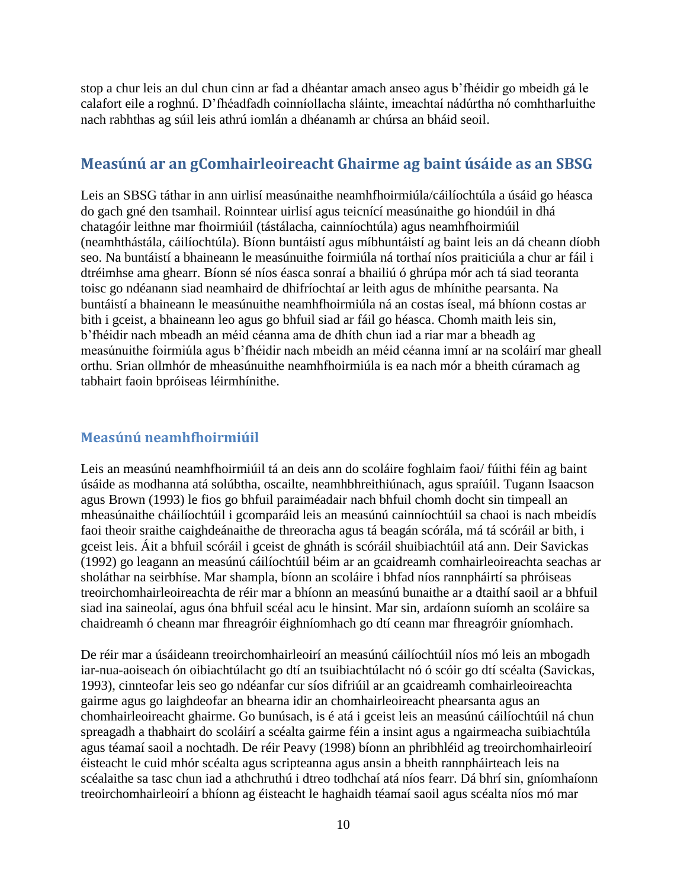stop a chur leis an dul chun cinn ar fad a dhéantar amach anseo agus b'fhéidir go mbeidh gá le calafort eile a roghnú. D'fhéadfadh coinníollacha sláinte, imeachtaí nádúrtha nó comhtharluithe nach rabhthas ag súil leis athrú iomlán a dhéanamh ar chúrsa an bháid seoil.

## Measúnú ar an gComhairleoireacht Ghairme ag baint úsáide as an SBSG

Leis an SBSG táthar in ann uirlisí measúnaithe neamhfhoirmiúla/cáilíochtúla a úsáid go héasca do gach gné den tsamhail. Roinntear uirlisí agus teicnící measúnaithe go hiondúil in dhá chatagóir leithne mar fhoirmiúil (tástálacha, cainníochtúla) agus neamhfhoirmiúil (neamhthástála, cáilíochtúla). Bíonn buntáistí agus míbhuntáistí ag baint leis an dá cheann díobh seo. Na buntáistí a bhaineann le measúnuithe foirmiúla ná torthaí níos praiticiúla a chur ar fáil i dtréimhse ama ghearr. Bíonn sé níos éasca sonraí a bhailiú ó ghrúpa mór ach tá siad teoranta toisc go ndéanann siad neamhaird de dhifríochtaí ar leith agus de mhínithe pearsanta. Na buntáistí a bhaineann le measúnuithe neamhfhoirmiúla ná an costas íseal, má bhíonn costas ar bith i gceist, a bhaineann leo agus go bhfuil siad ar fáil go héasca. Chomh maith leis sin, b'fhéidir nach mbeadh an méid céanna ama de dhíth chun iad a riar mar a bheadh ag measúnuithe foirmiúla agus b'fhéidir nach mbeidh an méid céanna imní ar na scoláirí mar gheall orthu. Srian ollmhór de mheasúnuithe neamhfhoirmiúla is ea nach mór a bheith cúramach ag tabhairt faoin bpróiseas léirmhínithe.

### Measúnú neamhfhoirmiúil

Leis an measúnú neamhfhoirmiúil tá an deis ann do scoláire foghlaim faoi/ fúithi féin ag baint úsáide as modhanna atá solúbtha, oscailte, neamhbhreithiúnach, agus spraíúil. Tugann Isaacson agus Brown (1993) le fios go bhfuil paraiméadair nach bhfuil chomh docht sin timpeall an mheasúnaithe cháilíochtúil i gcomparáid leis an measúnú cainníochtúil sa chaoi is nach mbeidís faoi theoir sraithe caighdeánaithe de threoracha agus tá beagán scórála, má tá scóráil ar bith, i gceist leis. Áit a bhfuil scóráil i gceist de ghnáth is scóráil shuibiachtúil atá ann. Deir Savickas (1992) go leagann an measúnú cáilíochtúil béim ar an gcaidreamh comhairleoireachta seachas ar sholáthar na seirbhíse. Mar shampla, bíonn an scoláire i bhfad níos rannpháirtí sa phróiseas treoirchomhairleoireachta de réir mar a bhíonn an measúnú bunaithe ar a dtaithí saoil ar a bhfuil siad ina saineolaí, agus óna bhfuil scéal acu le hinsint. Mar sin, ardaíonn suíomh an scoláire sa chaidreamh ó cheann mar fhreagróir éighníomhach go dtí ceann mar fhreagróir gníomhach.

De réir mar a úsáideann treoirchomhairleoirí an measúnú cáilíochtúil níos mó leis an mbogadh iar-nua-aoiseach ón oibiachtúlacht go dtí an tsuibiachtúlacht nó ó scóir go dtí scéalta (Savickas, 1993), cinnteofar leis seo go ndéanfar cur síos difriúil ar an gcaidreamh comhairleoireachta gairme agus go laighdeofar an bhearna idir an chomhairleoireacht phearsanta agus an chomhairleoireacht ghairme. Go bunúsach, is é atá i gceist leis an measúnú cáilíochtúil ná chun spreagadh a thabhairt do scoláirí a scéalta gairme féin a insint agus a ngairmeacha suibiachtúla agus téamaí saoil a nochtadh. De réir Peavy (1998) bíonn an phribhléid ag treoirchomhairleoirí éisteacht le cuid mhór scéalta agus scripteanna agus ansin a bheith rannpháirteach leis na scéalaithe sa tasc chun iad a athchruthú i dtreo todhchaí atá níos fearr. Dá bhrí sin, gníomhaíonn treoirchomhairleoirí a bhíonn ag éisteacht le haghaidh téamaí saoil agus scéalta níos mó mar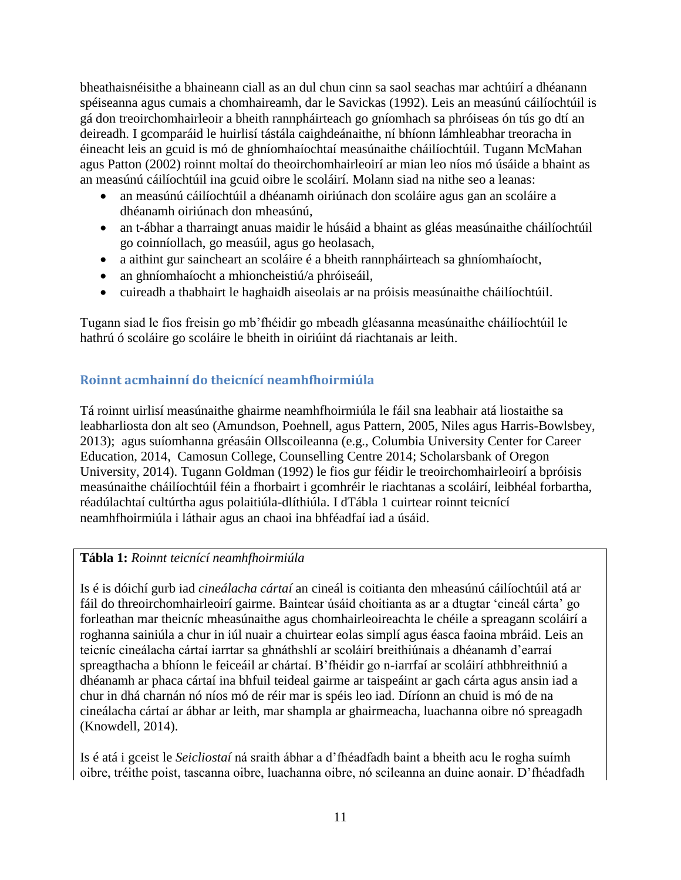bheathaisnéisithe a bhaineann ciall as an dul chun cinn sa saol seachas mar achtúirí a dhéanann spéiseanna agus cumais a chomhaireamh, dar le Savickas (1992). Leis an measúnú cáilíochtúil is gá don treoirchomhairleoir a bheith rannpháirteach go gníomhach sa phróiseas ón tús go dtí an deireadh. I gcomparáid le huirlisí tástála caighdeánaithe, ní bhíonn lámhleabhar treoracha in éineacht leis an gcuid is mó de ghníomhaíochtaí measúnaithe cháilíochtúil. Tugann McMahan agus Patton (2002) roinnt moltaí do theoirchomhairleoirí ar mian leo níos mó úsáide a bhaint as an measúnú cáilíochtúil ina gcuid oibre le scoláirí. Molann siad na nithe seo a leanas:

- an measúnú cáilíochtúil a dhéanamh oiriúnach don scoláire agus gan an scoláire a dhéanamh oiriúnach don mheasúnú,
- an t-ábhar a tharraingt anuas maidir le húsáid a bhaint as gléas measúnaithe cháilíochtúil go coinníollach, go measúil, agus go heolasach,
- a aithint gur saincheart an scoláire é a bheith rannpháirteach sa ghníomhaíocht,
- an ghníomhaíocht a mhioncheistiú/a phróiseáil,
- cuireadh a thabhairt le haghaidh aiseolais ar na próisis measúnaithe cháilíochtúil.

Tugann siad le fios freisin go mb'fhéidir go mbeadh gléasanna measúnaithe cháilíochtúil le hathrú ó scoláire go scoláire le bheith in oiriúint dá riachtanais ar leith.

## Roinnt acmhainní do theicnící neamhfhoirmiúla

Tá roinnt uirlisí measúnaithe ghairme neamhfhoirmiúla le fáil sna leabhair atá liostaithe sa leabharliosta don alt seo (Amundson, Poehnell, agus Pattern, 2005, Niles agus Harris-Bowlsbey, 2013); agus suíomhanna gréasáin Ollscoileanna (e.g., Columbia University Center for Career Education, 2014, Camosun College, Counselling Centre 2014; Scholarsbank of Oregon University, 2014). Tugann Goldman (1992) le fios gur féidir le treoirchomhairleoirí a bpróisis measúnaithe cháilíochtúil féin a fhorbairt i gcomhréir le riachtanas a scoláirí, leibhéal forbartha, réadúlachtaí cultúrtha agus polaitiúla-dlíthiúla. I dTábla 1 cuirtear roinnt teicnící neamhfhoirmiúla i láthair agus an chaoi ina bhféadfaí iad a úsáid.

**Tábla 1:** *Roinnt teicnící neamhfhoirmiúla*

Is é is dóichí gurb iad *cineálacha cártaí* an cineál is coitianta den mheasúnú cáilíochtúil atá ar fáil do threoirchomhairleoirí gairme. Baintear úsáid choitianta as ar a dtugtar 'cineál cárta' go forleathan mar theicníc mheasúnaithe agus chomhairleoireachta le chéile a spreagann scoláirí a roghanna sainiúla a chur in iúl nuair a chuirtear eolas simplí agus éasca faoina mbráid. Leis an teicníc cineálacha cártaí iarrtar sa ghnáthshlí ar scoláirí breithiúnais a dhéanamh d'earraí spreagthacha a bhíonn le feiceáil ar chártaí. B'fhéidir go n-iarrfaí ar scoláirí athbhreithniú a dhéanamh ar phaca cártaí ina bhfuil teideal gairme ar taispeáint ar gach cárta agus ansin iad a chur in dhá charnán nó níos mó de réir mar is spéis leo iad. Díríonn an chuid is mó de na cineálacha cártaí ar ábhar ar leith, mar shampla ar ghairmeacha, luachanna oibre nó spreagadh (Knowdell, 2014).

Is é atá i gceist le *Seicliostaí* ná sraith ábhar a d'fhéadfadh baint a bheith acu le rogha suímh oibre, tréithe poist, tascanna oibre, luachanna oibre, nó scileanna an duine aonair. D'fhéadfadh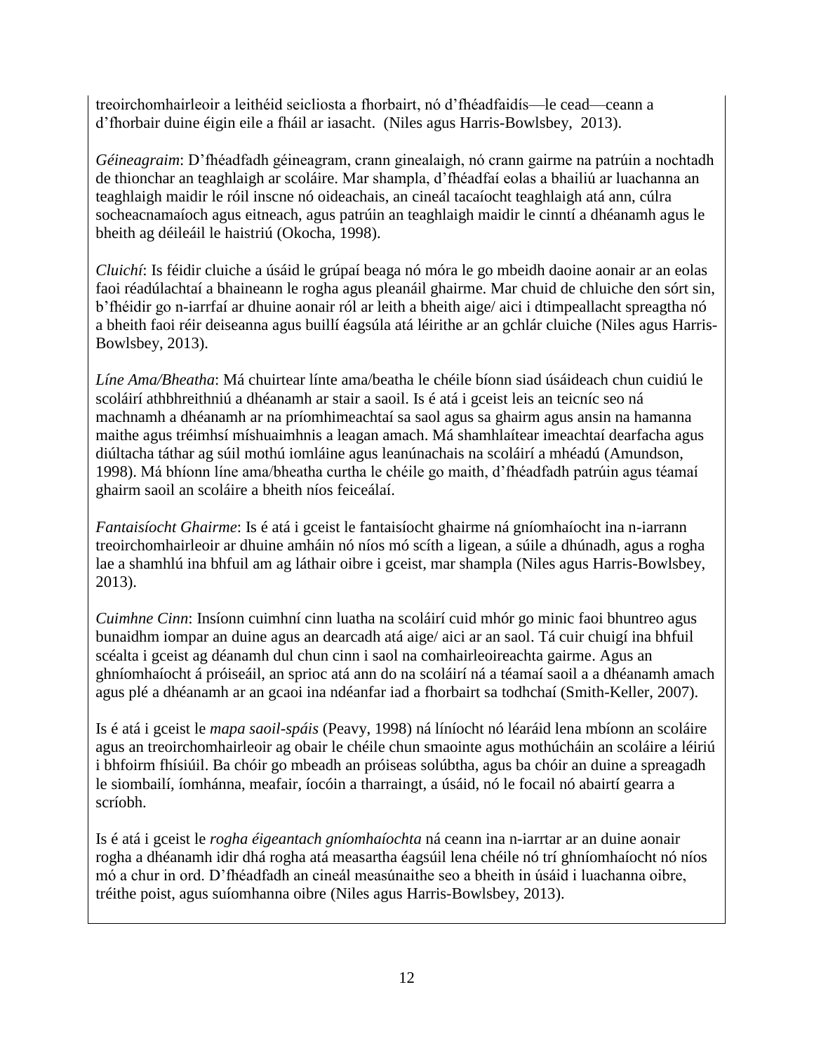treoirchomhairleoir a leithéid seicliosta a fhorbairt, nó d'fhéadfaidís—le cead—ceann a d'fhorbair duine éigin eile a fháil ar iasacht. (Niles agus Harris-Bowlsbey, 2013).

*Géineagraim*: D'fhéadfadh géineagram, crann ginealaigh, nó crann gairme na patrúin a nochtadh de thionchar an teaghlaigh ar scoláire. Mar shampla, d'fhéadfaí eolas a bhailiú ar luachanna an teaghlaigh maidir le róil inscne nó oideachais, an cineál tacaíocht teaghlaigh atá ann, cúlra socheacnamaíoch agus eitneach, agus patrúin an teaghlaigh maidir le cinntí a dhéanamh agus le bheith ag déileáil le haistriú (Okocha, 1998).

*Cluichí*: Is féidir cluiche a úsáid le grúpaí beaga nó móra le go mbeidh daoine aonair ar an eolas faoi réadúlachtaí a bhaineann le rogha agus pleanáil ghairme. Mar chuid de chluiche den sórt sin, b'fhéidir go n-iarrfaí ar dhuine aonair ról ar leith a bheith aige/ aici i dtimpeallacht spreagtha nó a bheith faoi réir deiseanna agus buillí éagsúla atá léirithe ar an gclár cluiche (Niles agus Harris-Bowlsbey, 2013).

*Líne Ama/Bheatha*: Má chuirtear línte ama/beatha le chéile bíonn siad úsáideach chun cuidiú le scoláirí athbhreithniú a dhéanamh ar stair a saoil. Is é atá i gceist leis an teicníc seo ná machnamh a dhéanamh ar na príomhimeachtaí sa saol agus sa ghairm agus ansin na hamanna maithe agus tréimhsí míshuaimhnis a leagan amach. Má shamhlaítear imeachtaí dearfacha agus diúltacha táthar ag súil mothú iomláine agus leanúnachais na scoláirí a mhéadú (Amundson, 1998). Má bhíonn líne ama/bheatha curtha le chéile go maith, d'fhéadfadh patrúin agus téamaí ghairm saoil an scoláire a bheith níos feiceálaí.

*Fantaisíocht Ghairme*: Is é atá i gceist le fantaisíocht ghairme ná gníomhaíocht ina n-iarrann treoirchomhairleoir ar dhuine amháin nó níos mó scíth a ligean, a súile a dhúnadh, agus a rogha lae a shamhlú ina bhfuil am ag láthair oibre i gceist, mar shampla (Niles agus Harris-Bowlsbey, 2013).

*Cuimhne Cinn*: Insíonn cuimhní cinn luatha na scoláirí cuid mhór go minic faoi bhuntreo agus bunaidhm iompar an duine agus an dearcadh atá aige/ aici ar an saol. Tá cuir chuigí ina bhfuil scéalta i gceist ag déanamh dul chun cinn i saol na comhairleoireachta gairme. Agus an ghníomhaíocht á próiseáil, an sprioc atá ann do na scoláirí ná a téamaí saoil a a dhéanamh amach agus plé a dhéanamh ar an gcaoi ina ndéanfar iad a fhorbairt sa todhchaí (Smith-Keller, 2007).

Is é atá i gceist le *mapa saoil-spáis* (Peavy, 1998) ná líníocht nó léaráid lena mbíonn an scoláire agus an treoirchomhairleoir ag obair le chéile chun smaointe agus mothúcháin an scoláire a léiriú i bhfoirm fhisiúil. Ba chóir go mbeadh an próiseas solúbtha, agus ba chóir an duine a spreagadh le siombailí, íomhánna, meafair, íocóin a tharraingt, a úsáid, nó le focail nó abairtí gearra a scríobh.

Is é atá i gceist le *rogha éigeantach gníomhaíochta* ná ceann ina n-iarrtar ar an duine aonair rogha a dhéanamh idir dhá rogha atá measartha éagsúil lena chéile nó trí ghníomhaíocht nó níos mó a chur in ord. D'fhéadfadh an cineál measúnaithe seo a bheith in úsáid i luachanna oibre, tréithe poist, agus suíomhanna oibre (Niles agus Harris-Bowlsbey, 2013).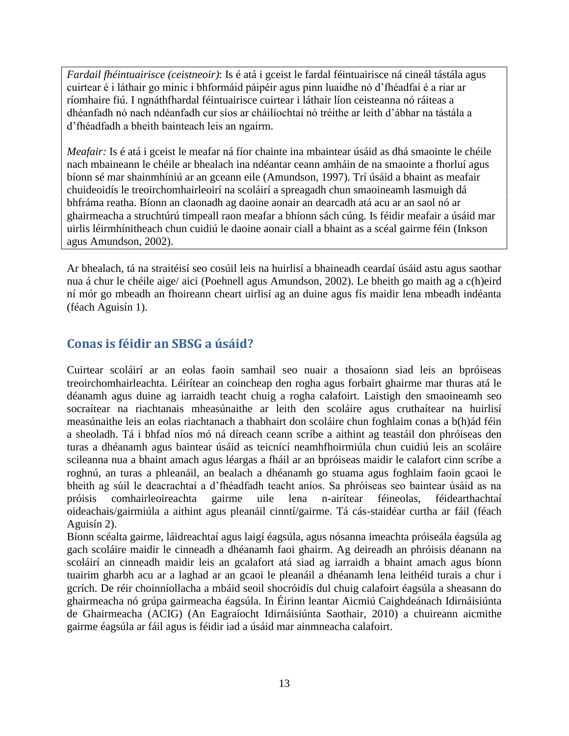*Fardail fhéintuairisce (ceistneoir)*: Is é atá i gceist le fardal féintuairisce ná cineál tástála agus cuirtear é i láthair go minic i bhformáid páipéir agus pinn luaidhe nó d'fhéadfaí é a riar ar ríomhaire fiú. I ngnáthfhardal féintuairisce cuirtear i láthair líon ceisteanna nó ráiteas a dhéanfadh nó nach ndéanfadh cur síos ar cháilíochtaí nó tréithe ar leith d'ábhar na tástála a d'fhéadfadh a bheith bainteach leis an ngairm.

*Meafair:* Is é atá i gceist le meafar ná fíor chainte ina mbaintear úsáid as dhá smaointe le chéile nach mbaineann le chéile ar bhealach ina ndéantar ceann amháin de na smaointe a fhorluí agus bíonn sé mar shainmhíniú ar an gceann eile (Amundson, 1997). Trí úsáid a bhaint as meafair chuideoidís le treoirchomhairleoirí na scoláirí a spreagadh chun smaoineamh lasmuigh dá bhfráma reatha. Bíonn an claonadh ag daoine aonair an dearcadh atá acu ar an saol nó ar ghairmeacha a struchtúrú timpeall raon meafar a bhíonn sách cúng. Is féidir meafair a úsáid mar uirlis léirmhínitheach chun cuidiú le daoine aonair ciall a bhaint as a scéal gairme féin (Inkson agus Amundson, 2002).

Ar bhealach, tá na straitéisí seo cosúil leis na huirlisí a bhaineadh ceardaí úsáid astu agus saothar nua á chur le chéile aige/ aici (Poehnell agus Amundson, 2002). Le bheith go maith ag a c(h)eird ní mór go mbeadh an fhoireann cheart uirlisí ag an duine agus fís maidir lena mbeadh indéanta (féach Aguisín 1).

## Conas is féidir an SBSG a úsáid?

Cuirtear scoláirí ar an eolas faoin samhail seo nuair a thosaíonn siad leis an bpróiseas treoirchomhairleachta. Léirítear an coincheap den rogha agus forbairt ghairme mar thuras atá le déanamh agus duine ag iarraidh teacht chuig a rogha calafoirt. Laistigh den smaoineamh seo socraítear na riachtanais mheasúnaithe ar leith den scoláire agus cruthaítear na huirlisí measúnaithe leis an eolas riachtanach a thabhairt don scoláire chun foghlaim conas a b(h)ád féin a sheoladh. Tá i bhfad níos mó ná díreach ceann scríbe a aithint ag teastáil don phróiseas den turas a dhéanamh agus baintear úsáid as teicnící neamhfhoirmiúla chun cuidiú leis an scoláire scileanna nua a bhaint amach agus léargas a fháil ar an bpróiseas maidir le calafort cinn scríbe a roghnú, an turas a phleanáil, an bealach a dhéanamh go stuama agus foghlaim faoin gcaoi le bheith ag súil le deacrachtaí a d'fhéadfadh teacht aníos. Sa phróiseas seo baintear úsáid as na próisis comhairleoireachta gairme uile lena n-airítear féineolas, féidearthachtaí oideachais/gairmiúla a aithint agus pleanáil cinntí/gairme. Tá cás-staidéar curtha ar fáil (féach Aguisín 2).

Bíonn scéalta gairme, láidreachtaí agus laigí éagsúla, agus nósanna imeachta próiseála éagsúla ag gach scoláire maidir le cinneadh a dhéanamh faoi ghairm. Ag deireadh an phróisis déanann na scoláirí an cinneadh maidir leis an gcalafort atá siad ag iarraidh a bhaint amach agus bíonn tuairim gharbh acu ar a laghad ar an gcaoi le pleanáil a dhéanamh lena leithéid turais a chur i gcrích. De réir choinníollacha a mbáid seoil shocróidís dul chuig calafoirt éagsúla a sheasann do ghairmeacha nó grúpa gairmeacha éagsúla. In Éirinn leantar Aicmiú Caighdeánach Idirnáisiúnta de Ghairmeacha (ACIG) (An Eagraíocht Idirnáisiúnta Saothair, 2010) a chuireann aicmithe gairme éagsúla ar fáil agus is féidir iad a úsáid mar ainmneacha calafoirt.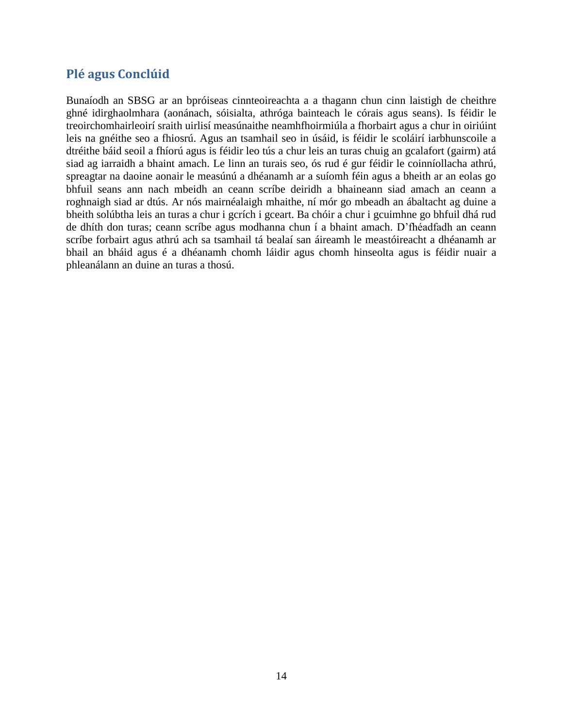## Plé agus Conclúid

Bunaíodh an SBSG ar an bpróiseas cinnteoireachta a a thagann chun cinn laistigh de cheithre ghné idirghaolmhara (aonánach, sóisialta, athróga bainteach le córais agus seans). Is féidir le treoirchomhairleoirí sraith uirlisí measúnaithe neamhfhoirmiúla a fhorbairt agus a chur in oiriúint leis na gnéithe seo a fhiosrú. Agus an tsamhail seo in úsáid, is féidir le scoláirí iarbhunscoile a dtréithe báid seoil a fhíorú agus is féidir leo tús a chur leis an turas chuig an gcalafort (gairm) atá siad ag iarraidh a bhaint amach. Le linn an turais seo, ós rud é gur féidir le coinníollacha athrú, spreagtar na daoine aonair le measúnú a dhéanamh ar a suíomh féin agus a bheith ar an eolas go bhfuil seans ann nach mbeidh an ceann scríbe deiridh a bhaineann siad amach an ceann a roghnaigh siad ar dtús. Ar nós mairnéalaigh mhaithe, ní mór go mbeadh an ábaltacht ag duine a bheith solúbtha leis an turas a chur i gcrích i gceart. Ba chóir a chur i gcuimhne go bhfuil dhá rud de dhíth don turas; ceann scríbe agus modhanna chun í a bhaint amach. D'fhéadfadh an ceann scríbe forbairt agus athrú ach sa tsamhail tá bealaí san áireamh le meastóireacht a dhéanamh ar bhail an bháid agus é a dhéanamh chomh láidir agus chomh hinseolta agus is féidir nuair a phleanálann an duine an turas a thosú.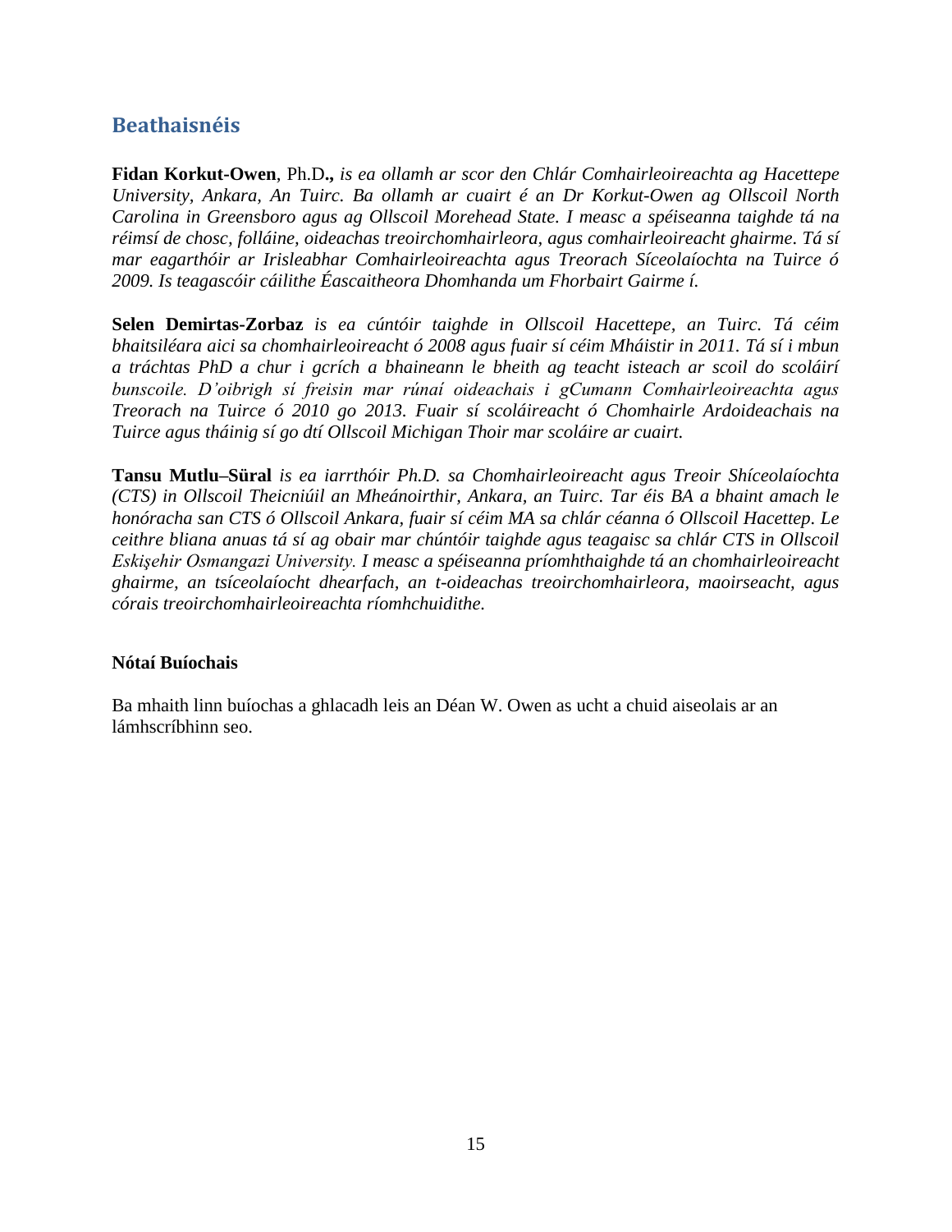## Beathaisnéis

**Fidan Korkut-Owen**, Ph.D**.,** *is ea ollamh ar scor den Chlár Comhairleoireachta ag Hacettepe University, Ankara, An Tuirc. Ba ollamh ar cuairt é an Dr Korkut-Owen ag Ollscoil North Carolina in Greensboro agus ag Ollscoil Morehead State. I measc a spéiseanna taighde tá na réimsí de chosc, folláine, oideachas treoirchomhairleora, agus comhairleoireacht ghairme. Tá sí mar eagarthóir ar Irisleabhar Comhairleoireachta agus Treorach Síceolaíochta na Tuirce ó 2009. Is teagascóir cáilithe Éascaitheora Dhomhanda um Fhorbairt Gairme í.*

**Selen Demirtas-Zorbaz** *is ea cúntóir taighde in Ollscoil Hacettepe, an Tuirc. Tá céim bhaitsiléara aici sa chomhairleoireacht ó 2008 agus fuair sí céim Mháistir in 2011. Tá sí i mbun a tráchtas PhD a chur i gcrích a bhaineann le bheith ag teacht isteach ar scoil do scoláirí bunscoile. D'oibrigh sí freisin mar rúnaí oideachais i gCumann Comhairleoireachta agus Treorach na Tuirce ó 2010 go 2013. Fuair sí scoláireacht ó Chomhairle Ardoideachais na Tuirce agus tháinig sí go dtí Ollscoil Michigan Thoir mar scoláire ar cuairt.*

**Tansu Mutlu–Süral** *is ea iarrthóir Ph.D. sa Chomhairleoireacht agus Treoir Shíceolaíochta (CTS) in Ollscoil Theicniúil an Mheánoirthir, Ankara, an Tuirc. Tar éis BA a bhaint amach le honóracha san CTS ó Ollscoil Ankara, fuair sí céim MA sa chlár céanna ó Ollscoil Hacettep. Le ceithre bliana anuas tá sí ag obair mar chúntóir taighde agus teagaisc sa chlár CTS in Ollscoil Eskişehir Osmangazi University. I measc a spéiseanna príomhthaighde tá an chomhairleoireacht ghairme, an tsíceolaíocht dhearfach, an t-oideachas treoirchomhairleora, maoirseacht, agus córais treoirchomhairleoireachta ríomhchuidithe.*

**Nótaí Buíochais**

Ba mhaith linn buíochas a ghlacadh leis an Déan W. Owen as ucht a chuid aiseolais ar an lámhscríbhinn seo.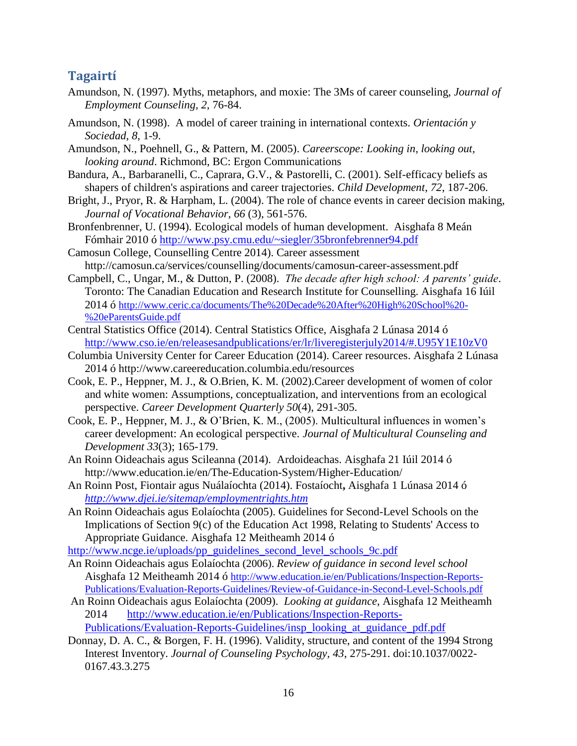## Tagairtí

Amundson, N. (1997). Myths, metaphors, and moxie: The 3Ms of career counseling, *Journal of Employment Counseling, 2*, 76-84.

Amundson, N. (1998). A model of career training in international contexts. *Orientación y Sociedad, 8*, 1-9.

Amundson, N., Poehnell, G., & Pattern, M. (2005). *Careerscope: Looking in, looking out, looking around*. Richmond, BC: Ergon Communications

Bandura, A., Barbaranelli, C., Caprara, G.V., & Pastorelli, C. (2001). Self-efficacy beliefs as shapers of children's aspirations and career trajectories. *Child Development*, *72*, 187-206.

Bright, J., Pryor, R. & Harpham, L. (2004). The role of chance events in career decision making, *Journal of Vocational Behavior*, *66* (3), 561-576.

Bronfenbrenner, U. (1994). Ecological models of human development. Aisghafa 8 Meán Fómhair 2010 ó http://www.psy.cmu.edu/~siegler/35bronfebrenner94.pdf

Camosun College, Counselling Centre 2014). Career assessment http://camosun.ca/services/counselling/documents/camosun-career-assessment.pdf

Campbell, C., Ungar, M., & Dutton, P. (2008). *The decade after high school: A parents' guide*. Toronto: The Canadian Education and Research Institute for Counselling. Aisghafa 16 Iúil 2014 ó http://www.ceric.ca/documents/The%20Decade%20After%20High%20School%20-%20eParentsGuide.pdf

Central Statistics Office (2014). Central Statistics Office, Aisghafa 2 Lúnasa 2014 ó http://www.cso.ie/en/releasesandpublications/er/lr/liveregisterjuly2014/#.U95Y1E10zV0

Columbia University Center for Career Education (2014). Career resources. Aisghafa 2 Lúnasa 2014 ó http://www.careereducation.columbia.edu/resources

Cook, E. P., Heppner, M. J., & O.Brien, K. M. (2002).Career development of women of color and white women: Assumptions, conceptualization, and interventions from an ecological perspective. *Career Development Quarterly 50*(4), 291-305.

Cook, E. P., Heppner, M. J., & O'Brien, K. M., (2005). Multicultural influences in women's career development: An ecological perspective. *Journal of Multicultural Counseling and Development 33*(3); 165-179.

An Roinn Oideachais agus Scileanna (2014). Ardoideachas. Aisghafa 21 Iúil 2014 ó http://www.education.ie/en/The-Education-System/Higher-Education/

An Roinn Post, Fiontair agus Nuálaíochta (2014). Fostaíocht**,** Aisghafa 1 Lúnasa 2014 ó *http://www.djei.ie/sitemap/employmentrights.htm*

An Roinn Oideachais agus Eolaíochta (2005). Guidelines for Second-Level Schools on the Implications of Section 9(c) of the Education Act 1998, Relating to Students' Access to Appropriate Guidance. Aisghafa 12 Meitheamh 2014 ó http://www.ncge.ie/uploads/pp_guidelines_second_level_schools_9c.pdf

An Roinn Oideachais agus Eolaíochta (2006). *Review of guidance in second level school* Aisghafa 12 Meitheamh 2014 ó http://www.education.ie/en/Publications/Inspection-Reports-Publications/Evaluation-Reports-Guidelines/Review-of-Guidance-in-Second-Level-Schools.pdf

An Roinn Oideachais agus Eolaíochta (2009). *Looking at guidance*, Aisghafa 12 Meitheamh 2014 http://www.education.ie/en/Publications/Inspection-Reports-Publications/Evaluation-Reports-Guidelines/insp_looking_at_guidance_pdf.pdf

Donnay, D. A. C., & Borgen, F. H. (1996). Validity, structure, and content of the 1994 Strong Interest Inventory. *Journal of Counseling Psychology*, *43*, 275-291. doi:10.1037/0022-0167.43.3.275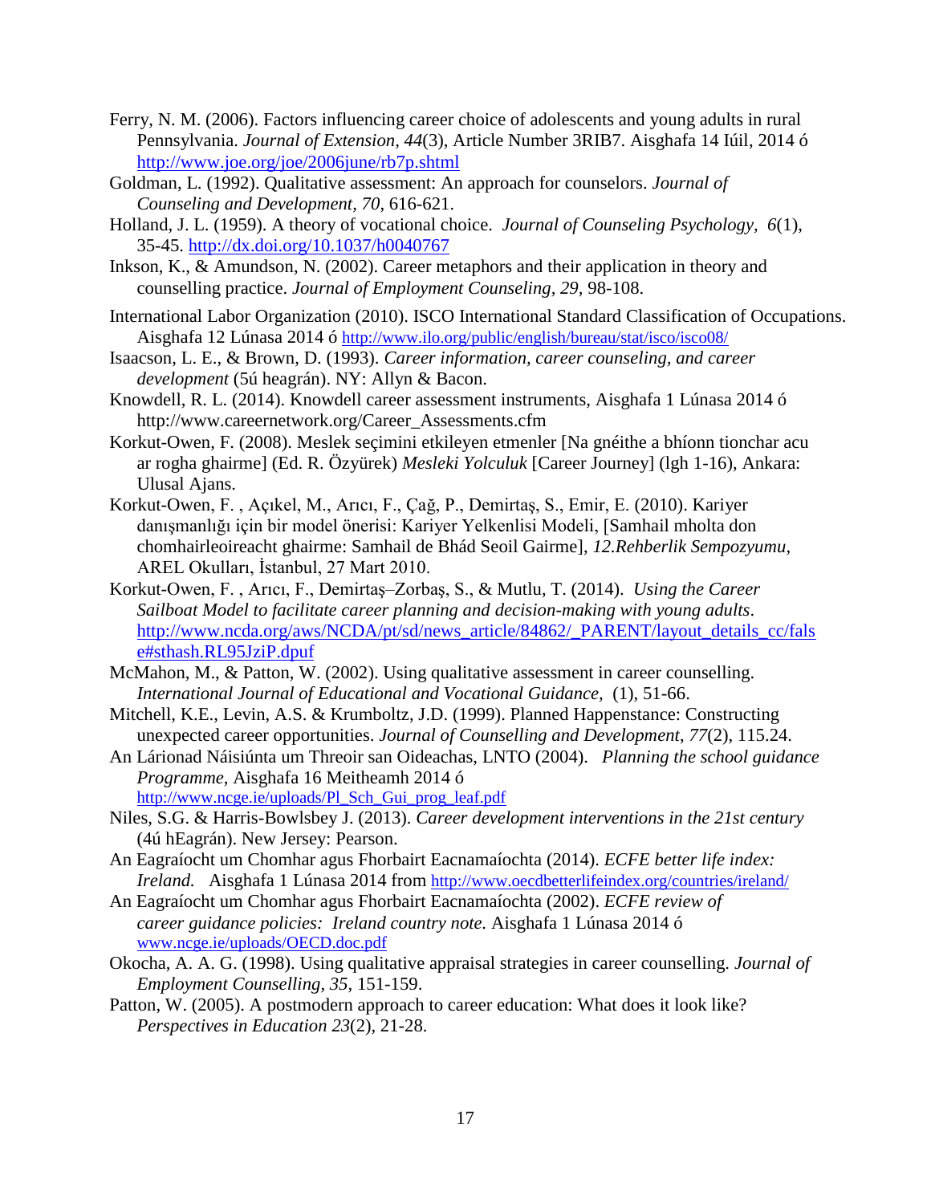Ferry, N. M. (2006). Factors influencing career choice of adolescents and young adults in rural Pennsylvania. *Journal of Extension, 44*(3), Article Number 3RIB7. Aisghafa 14 Iúil, 2014 ó http://www.joe.org/joe/2006june/rb7p.shtml

Goldman, L. (1992). Qualitative assessment: An approach for counselors. *Journal of Counseling and Development, 70*, 616-621.

Holland, J. L. (1959). A theory of vocational choice. *Journal of Counseling Psychology, 6*(1), 35-45. http://dx.doi.org/10.1037/h0040767

Inkson, K., & Amundson, N. (2002). Career metaphors and their application in theory and counselling practice. *Journal of Employment Counseling, 29*, 98-108.

International Labor Organization (2010). ISCO International Standard Classification of Occupations. Aisghafa 12 Lúnasa 2014 ó http://www.ilo.org/public/english/bureau/stat/isco/isco08/

Isaacson, L. E., & Brown, D. (1993). *Career information, career counseling, and career development* (5ú heagrán). NY: Allyn & Bacon.

Knowdell, R. L. (2014). Knowdell career assessment instruments, Aisghafa 1 Lúnasa 2014 ó http://www.careernetwork.org/Career_Assessments.cfm

Korkut-Owen, F. (2008). Meslek seçimini etkileyen etmenler [Na gnéithe a bhíonn tionchar acu ar rogha ghairme] (Ed. R. Özyürek) *Mesleki Yolculuk* [Career Journey] (lgh 1-16), Ankara: Ulusal Ajans.

Korkut-Owen, F. , Açıkel, M., Arıcı, F., Çağ, P., Demirtaş, S., Emir, E. (2010). Kariyer danışmanlığı için bir model önerisi: Kariyer Yelkenlisi Modeli, [Samhail mholta don chomhairleoireacht ghairme: Samhail de Bhád Seoil Gairme], *12.Rehberlik Sempozyumu*, AREL Okulları, İstanbul, 27 Mart 2010.

Korkut-Owen, F. , Arıcı, F., Demirtaş–Zorbaş, S., & Mutlu, T. (2014). *Using the Career Sailboat Model to facilitate career planning and decision-making with young adults*. http://www.ncda.org/aws/NCDA/pt/sd/news_article/84862/_PARENT/layout_details_cc/false#sthash.RL95JziP.dpuf

McMahon, M., & Patton, W. (2002). Using qualitative assessment in career counselling. *International Journal of Educational and Vocational Guidance,* (1), 51-66.

Mitchell, K.E., Levin, A.S. & Krumboltz, J.D. (1999). Planned Happenstance: Constructing unexpected career opportunities. *Journal of Counselling and Development*, *77*(2), 115.24.

An Lárionad Náisiúnta um Threoir san Oideachas, LNTO (2004). *Planning the school guidance Programme*, Aisghafa 16 Meitheamh 2014 ó http://www.ncge.ie/uploads/Pl_Sch_Gui_prog_leaf.pdf

Niles, S.G. & Harris-Bowlsbey J. (2013). *Career development interventions in the 21st century* (4ú hEagrán). New Jersey: Pearson.

An Eagraíocht um Chomhar agus Fhorbairt Eacnamaíochta (2014). *ECFE better life index: Ireland.* Aisghafa 1 Lúnasa 2014 from http://www.oecdbetterlifeindex.org/countries/ireland/

An Eagraíocht um Chomhar agus Fhorbairt Eacnamaíochta (2002). *ECFE review of career guidance policies: Ireland country note.* Aisghafa 1 Lúnasa 2014 ó www.ncge.ie/uploads/OECD.doc.pdf

Okocha, A. A. G. (1998). Using qualitative appraisal strategies in career counselling. *Journal of Employment Counselling*, *35*, 151-159.

Patton, W. (2005). A postmodern approach to career education: What does it look like? *Perspectives in Education 23*(2), 21-28.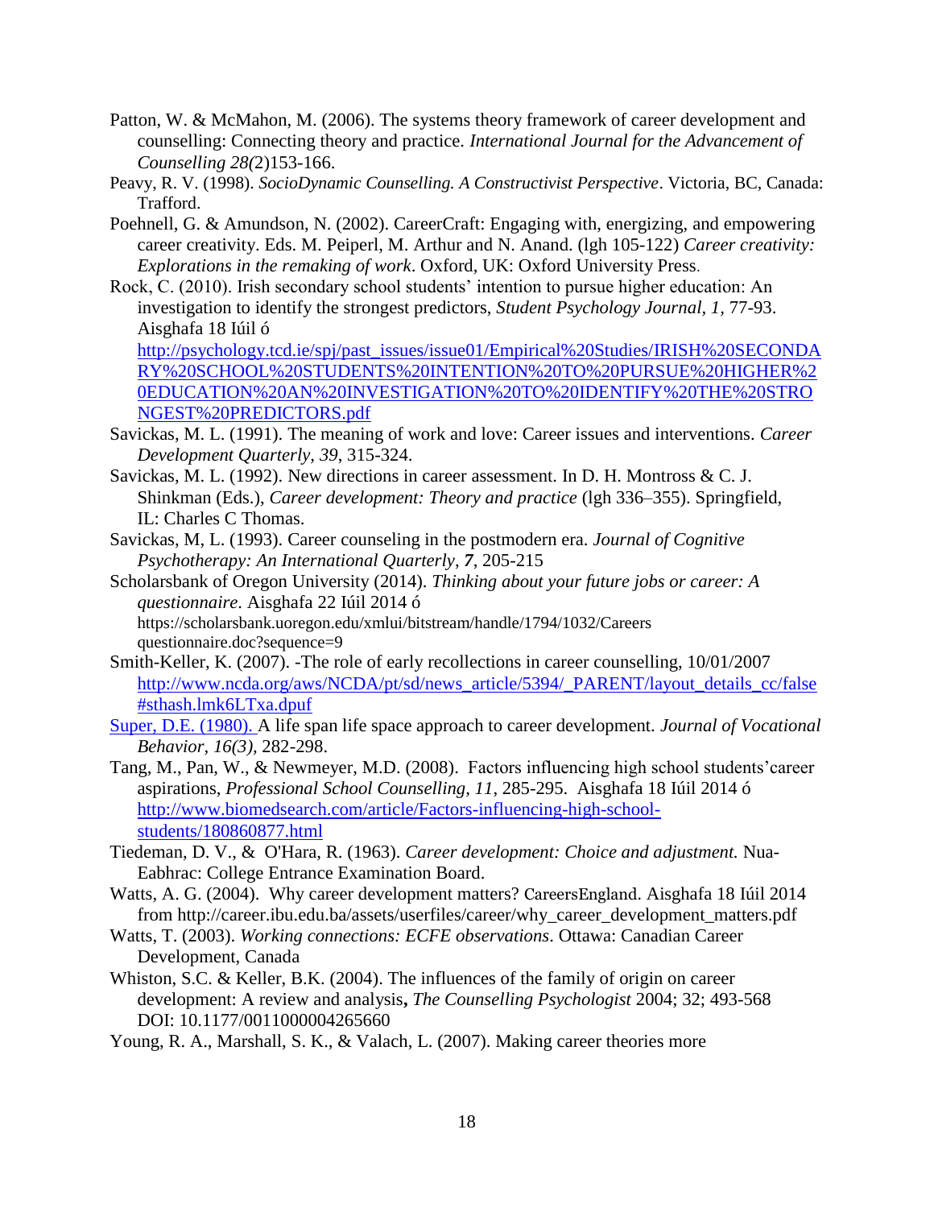Patton, W. & McMahon, M. (2006). The systems theory framework of career development and counselling: Connecting theory and practice. *International Journal for the Advancement of Counselling 28(*2)153-166.

Peavy, R. V. (1998). *SocioDynamic Counselling. A Constructivist Perspective*. Victoria, BC, Canada: Trafford.

Poehnell, G. & Amundson, N. (2002). CareerCraft: Engaging with, energizing, and empowering career creativity. Eds. M. Peiperl, M. Arthur and N. Anand. (lgh 105-122) *Career creativity: Explorations in the remaking of work*. Oxford, UK: Oxford University Press.

Rock, C. (2010). Irish secondary school students' intention to pursue higher education: An investigation to identify the strongest predictors, *Student Psychology Journal*, *1,* 77-93. Aisghafa 18 Iúil ó http://psychology.tcd.ie/spj/past_issues/issue01/Empirical%20Studies/IRISH%20SECONDARY%20SCHOOL%20STUDENTS%20INTENTION%20TO%20PURSUE%20HIGHER%20EDUCATION%20AN%20INVESTIGATION%20TO%20IDENTIFY%20THE%20STRONGEST%20PREDICTORS.pdf

Savickas, M. L. (1991). The meaning of work and love: Career issues and interventions. *Career Development Quarterly, 39*, 315-324.

Savickas, M. L. (1992). New directions in career assessment. In D. H. Montross & C. J. Shinkman (Eds.), *Career development: Theory and practice* (lgh 336–355). Springfield, IL: Charles C Thomas.

Savickas, M, L. (1993). Career counseling in the postmodern era. *Journal of Cognitive Psychotherapy: An International Quarterly*, ***7***, 205-215

Scholarsbank of Oregon University (2014). *Thinking about your future jobs or career: A questionnaire*. Aisghafa 22 Iúil 2014 ó https://scholarsbank.uoregon.edu/xmlui/bitstream/handle/1794/1032/Careers questionnaire.doc?sequence=9

Smith-Keller, K. (2007). -The role of early recollections in career counselling, 10/01/2007 http://www.ncda.org/aws/NCDA/pt/sd/news_article/5394/_PARENT/layout_details_cc/false#sthash.lmk6LTxa.dpuf

Super, D.E. (1980). A life span life space approach to career development. *Journal of Vocational Behavior*, *16(3),* 282-298.

Tang, M., Pan, W., & Newmeyer, M.D. (2008). Factors influencing high school students'career aspirations, *Professional School Counselling, 11*, 285-295. Aisghafa 18 Iúil 2014 ó http://www.biomedsearch.com/article/Factors-influencing-high-school-students/180860877.html

Tiedeman, D. V., & O'Hara, R. (1963). *Career development: Choice and adjustment.* Nua-Eabhrac: College Entrance Examination Board.

Watts, A. G. (2004). Why career development matters? CareersEngland. Aisghafa 18 Iúil 2014 from http://career.ibu.edu.ba/assets/userfiles/career/why_career_development_matters.pdf

Watts, T. (2003). *Working connections: ECFE observations*. Ottawa: Canadian Career Development, Canada

Whiston, S.C. & Keller, B.K. (2004). The influences of the family of origin on career development: A review and analysis**,** *The Counselling Psychologist* 2004; 32; 493-568 DOI: 10.1177/0011000004265660

Young, R. A., Marshall, S. K., & Valach, L. (2007). Making career theories more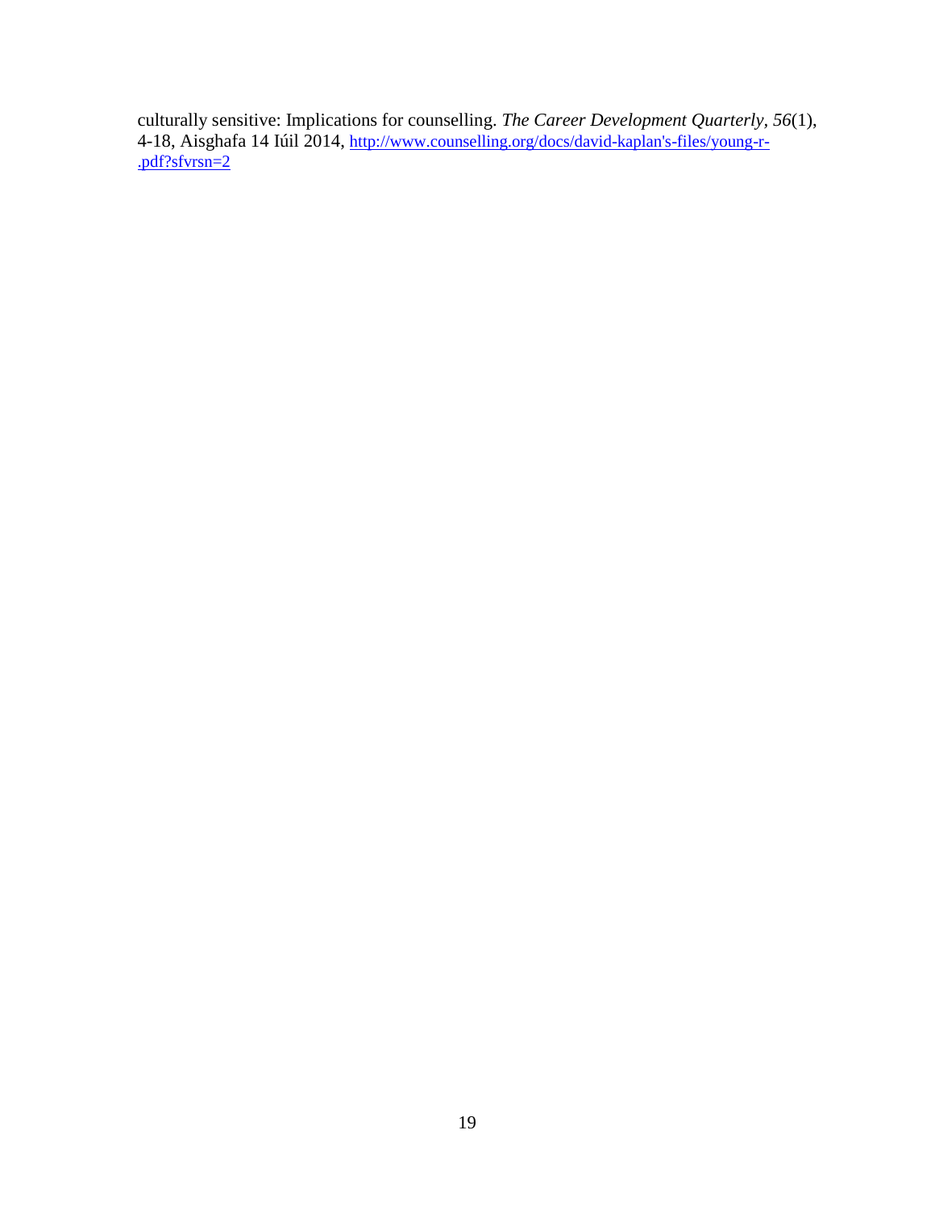culturally sensitive: Implications for counselling. *The Career Development Quarterly*, *56*(1), 4-18, Aisghafa 14 Iúil 2014, [http://www.counselling.org/docs/david-kaplan's-files/young-r-.pdf?sfvrsn=2](http://www.counselling.org/docs/david-kaplan's-files/young-r-.pdf?sfvrsn=2)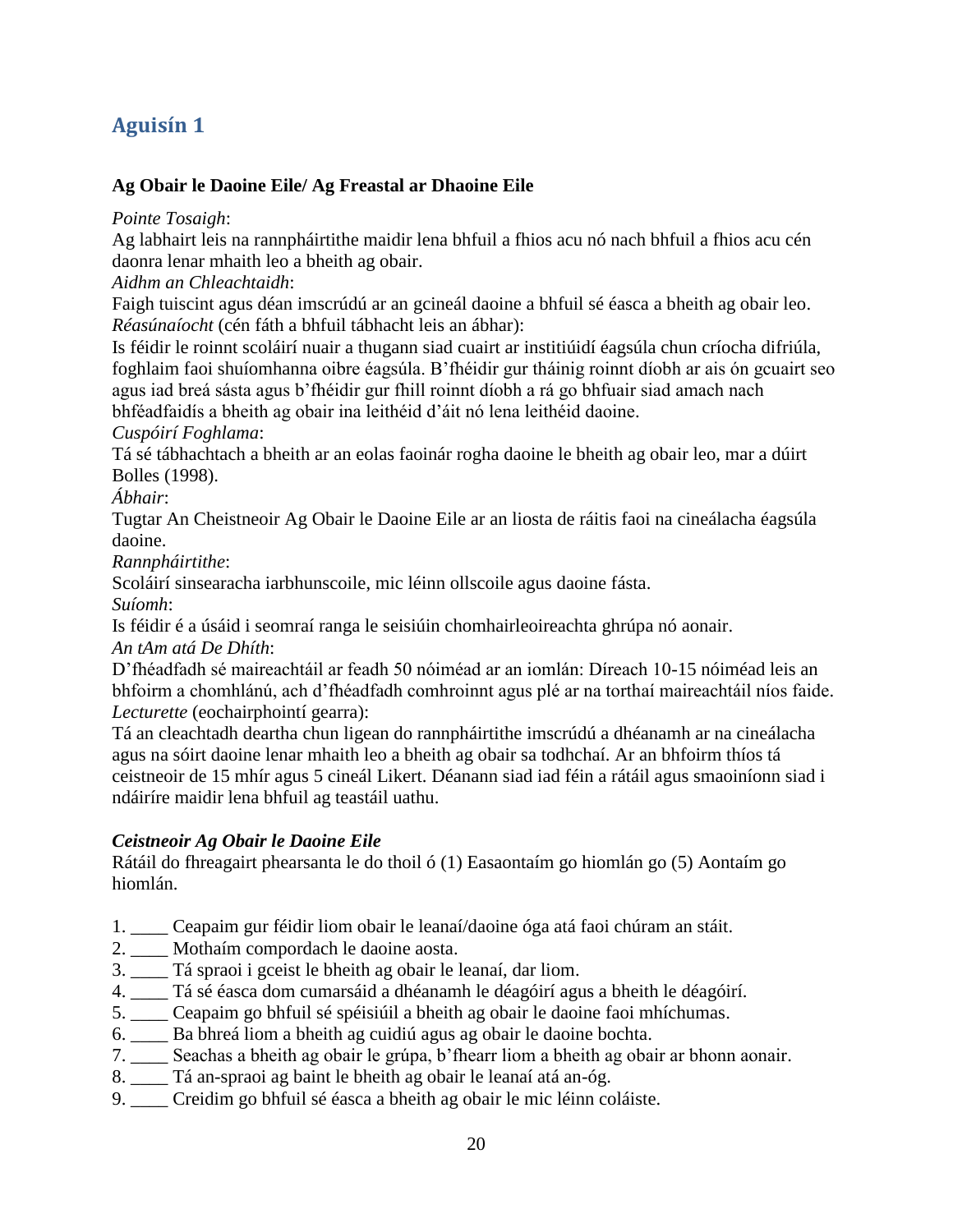## Aguisín 1

**Ag Obair le Daoine Eile/ Ag Freastal ar Dhaoine Eile**

*Pointe Tosaigh*:
Ag labhairt leis na rannpháirtithe maidir lena bhfuil a fhios acu nó nach bhfuil a fhios acu cén daonra lenar mhaith leo a bheith ag obair.
*Aidhm an Chleachtaidh*:
Faigh tuiscint agus déan imscrúdú ar an gcineál daoine a bhfuil sé éasca a bheith ag obair leo.
*Réasúnaíocht* (cén fáth a bhfuil tábhacht leis an ábhar):
Is féidir le roinnt scoláirí nuair a thugann siad cuairt ar institiúidí éagsúla chun críocha difriúla, foghlaim faoi shuíomhanna oibre éagsúla. B'fhéidir gur tháinig roinnt díobh ar ais ón gcuairt seo agus iad breá sásta agus b'fhéidir gur fhill roinnt díobh a rá go bhfuair siad amach nach bhféadfaidís a bheith ag obair ina leithéid d'áit nó lena leithéid daoine.
*Cuspóirí Foghlama*:
Tá sé tábhachtach a bheith ar an eolas faoinár rogha daoine le bheith ag obair leo, mar a dúirt Bolles (1998).
*Ábhair*:
Tugtar An Cheistneoir Ag Obair le Daoine Eile ar an liosta de ráitis faoi na cineálacha éagsúla daoine.
*Rannpháirtithe*:
Scoláirí sinsearacha iarbhunscoile, mic léinn ollscoile agus daoine fásta.
*Suíomh*:
Is féidir é a úsáid i seomraí ranga le seisiúin chomhairleoireachta ghrúpa nó aonair.
*An tAm atá De Dhíth*:
D'fhéadfadh sé maireachtáil ar feadh 50 nóiméad ar an iomlán: Díreach 10-15 nóiméad leis an bhfoirm a chomhlánú, ach d'fhéadfadh comhroinnt agus plé ar na torthaí maireachtáil níos faide.
*Lecturette* (eochairphointí gearra):
Tá an cleachtadh deartha chun ligean do rannpháirtithe imscrúdú a dhéanamh ar na cineálacha agus na sóirt daoine lenar mhaith leo a bheith ag obair sa todhchaí. Ar an bhfoirm thíos tá ceistneoir de 15 mhír agus 5 cineál Likert. Déanann siad iad féin a rátáil agus smaoiníonn siad i ndáiríre maidir lena bhfuil ag teastáil uathu.

***Ceistneoir Ag Obair le Daoine Eile***
Rátáil do fhreagairt phearsanta le do thoil ó (1) Easaontaím go hiomlán go (5) Aontaím go hiomlán.

1. ____ Ceapaim gur féidir liom obair le leanaí/daoine óga atá faoi chúram an stáit.
2. ____ Mothaím compordach le daoine aosta.
3. ____ Tá spraoi i gceist le bheith ag obair le leanaí, dar liom.
4. ____ Tá sé éasca dom cumarsáid a dhéanamh le déagóirí agus a bheith le déagóirí.
5. ____ Ceapaim go bhfuil sé spéisiúil a bheith ag obair le daoine faoi mhíchumas.
6. ____ Ba bhreá liom a bheith ag cuidiú agus ag obair le daoine bochta.
7. ____ Seachas a bheith ag obair le grúpa, b'fhearr liom a bheith ag obair ar bhonn aonair.
8. ____ Tá an-spraoi ag baint le bheith ag obair le leanaí atá an-óg.
9. ____ Creidim go bhfuil sé éasca a bheith ag obair le mic léinn coláiste.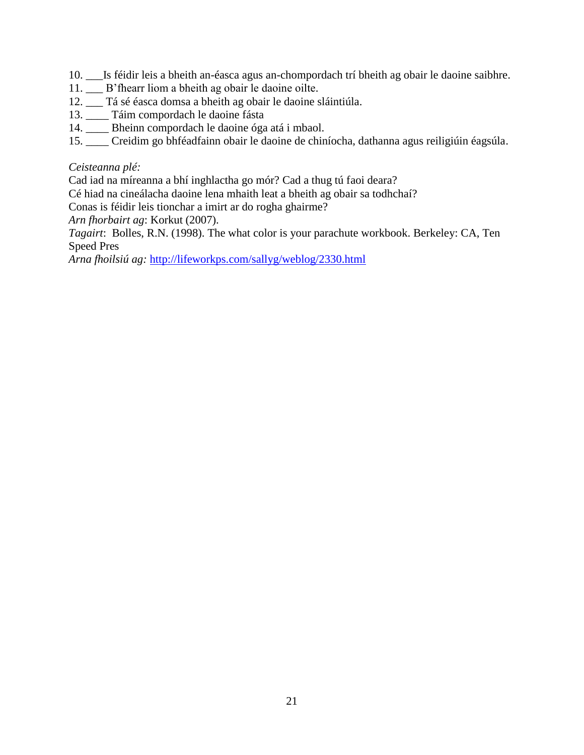10. ___Is féidir leis a bheith an-éasca agus an-chompordach trí bheith ag obair le daoine saibhre.
11. ___ B'fhearr liom a bheith ag obair le daoine oilte.
12. ___ Tá sé éasca domsa a bheith ag obair le daoine sláintiúla.
13. ____ Táim compordach le daoine fásta
14. ____ Bheinn compordach le daoine óga atá i mbaol.
15. ____ Creidim go bhféadfainn obair le daoine de chiníocha, dathanna agus reiligiúin éagsúla.

*Ceisteanna plé:*

Cad iad na míreanna a bhí inghlactha go mór? Cad a thug tú faoi deara?
Cé hiad na cineálacha daoine lena mhaith leat a bheith ag obair sa todhchaí?
Conas is féidir leis tionchar a imirt ar do rogha ghairme?
*Arn fhorbairt ag*: Korkut (2007).
*Tagairt*: Bolles, R.N. (1998). The what color is your parachute workbook. Berkeley: CA, Ten Speed Pres
*Arna fhoilsiú ag:* http://lifeworkps.com/sallyg/weblog/2330.html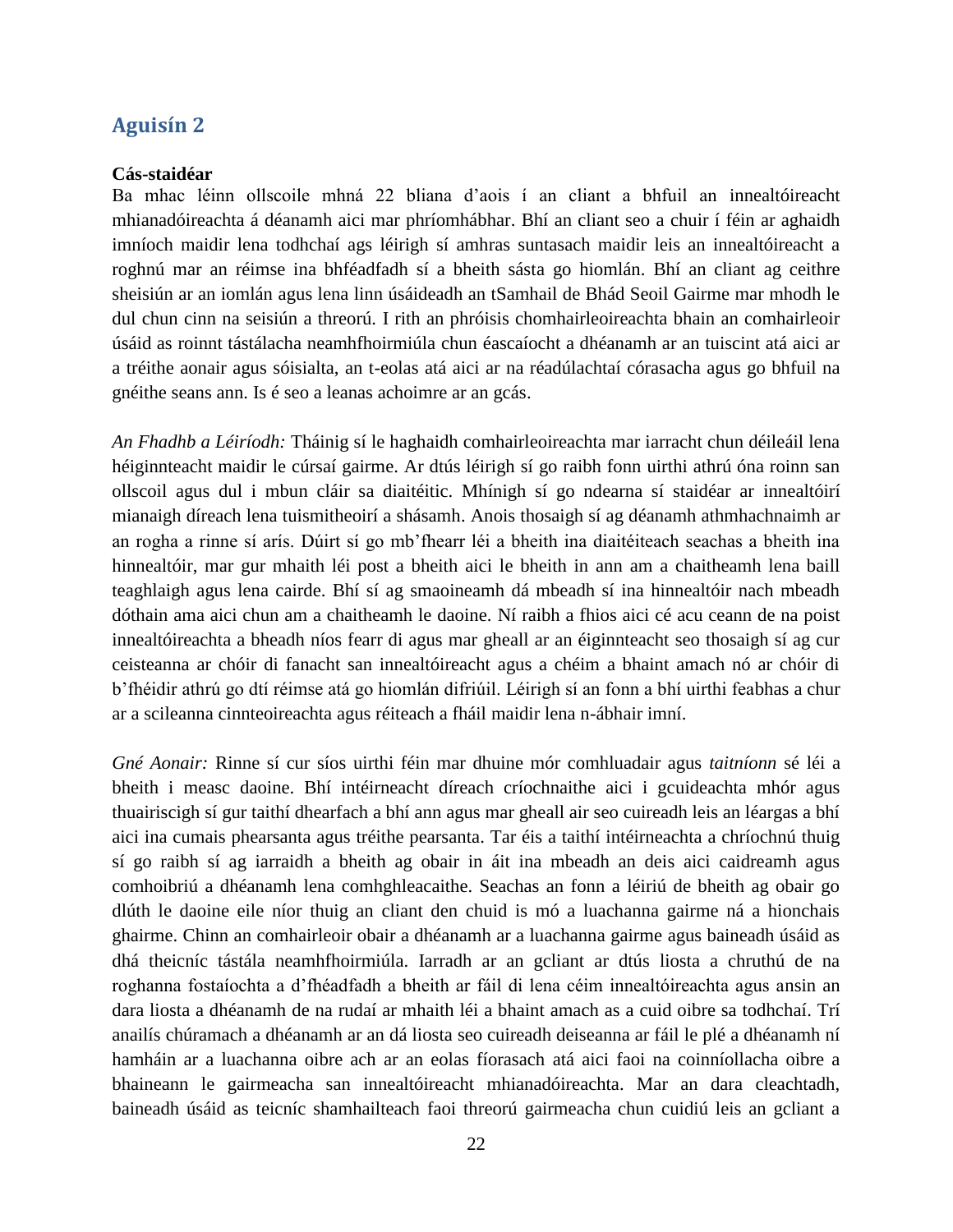## Aguisín 2

**Cás-staidéar**

Ba mhac léinn ollscoile mhná 22 bliana d'aois í an cliant a bhfuil an innealtóireacht mhianadóireachta á déanamh aici mar phríomhábhar. Bhí an cliant seo a chuir í féin ar aghaidh imníoch maidir lena todhchaí ags léirigh sí amhras suntasach maidir leis an innealtóireacht a roghnú mar an réimse ina bhféadfadh sí a bheith sásta go hiomlán. Bhí an cliant ag ceithre sheisiún ar an iomlán agus lena linn úsáideadh an tSamhail de Bhád Seoil Gairme mar mhodh le dul chun cinn na seisiún a threorú. I rith an phróisis chomhairleoireachta bhain an comhairleoir úsáid as roinnt tástálacha neamhfhoirmiúla chun éascaíocht a dhéanamh ar an tuiscint atá aici ar a tréithe aonair agus sóisialta, an t-eolas atá aici ar na réadúlachtaí córasacha agus go bhfuil na gnéithe seans ann. Is é seo a leanas achoimre ar an gcás.

*An Fhadhb a Léiríodh:* Tháinig sí le haghaidh comhairleoireachta mar iarracht chun déileáil lena héiginnteacht maidir le cúrsaí gairme. Ar dtús léirigh sí go raibh fonn uirthi athrú óna roinn san ollscoil agus dul i mbun cláir sa diaitéitic. Mhínigh sí go ndearna sí staidéar ar innealtóirí mianaigh díreach lena tuismitheoirí a shásamh. Anois thosaigh sí ag déanamh athmhachnaimh ar an rogha a rinne sí arís. Dúirt sí go mb'fhearr léi a bheith ina diaitéiteach seachas a bheith ina hinnealtóir, mar gur mhaith léi post a bheith aici le bheith in ann am a chaitheamh lena baill teaghlaigh agus lena cairde. Bhí sí ag smaoineamh dá mbeadh sí ina hinnealtóir nach mbeadh dóthain ama aici chun am a chaitheamh le daoine. Ní raibh a fhios aici cé acu ceann de na poist innealtóireachta a bheadh níos fearr di agus mar gheall ar an éiginnteacht seo thosaigh sí ag cur ceisteanna ar chóir di fanacht san innealtóireacht agus a chéim a bhaint amach nó ar chóir di b'fhéidir athrú go dtí réimse atá go hiomlán difriúil. Léirigh sí an fonn a bhí uirthi feabhas a chur ar a scileanna cinnteoireachta agus réiteach a fháil maidir lena n-ábhair imní.

*Gné Aonair:* Rinne sí cur síos uirthi féin mar dhuine mór comhluadair agus *taitníonn* sé léi a bheith i measc daoine. Bhí intéirneacht díreach críochnaithe aici i gcuideachta mhór agus thuairiscigh sí gur taithí dhearfach a bhí ann agus mar gheall air seo cuireadh leis an léargas a bhí aici ina cumais phearsanta agus tréithe pearsanta. Tar éis a taithí intéirneachta a chríochnú thuig sí go raibh sí ag iarraidh a bheith ag obair in áit ina mbeadh an deis aici caidreamh agus comhoibriú a dhéanamh lena comhghleacaithe. Seachas an fonn a léiriú de bheith ag obair go dlúth le daoine eile níor thuig an cliant den chuid is mó a luachanna gairme ná a hionchais ghairme. Chinn an comhairleoir obair a dhéanamh ar a luachanna gairme agus baineadh úsáid as dhá theicníc tástála neamhfhoirmiúla. Iarradh ar an gcliant ar dtús liosta a chruthú de na roghanna fostaíochta a d'fhéadfadh a bheith ar fáil di lena céim innealtóireachta agus ansin an dara liosta a dhéanamh de na rudaí ar mhaith léi a bhaint amach as a cuid oibre sa todhchaí. Trí anailís chúramach a dhéanamh ar an dá liosta seo cuireadh deiseanna ar fáil le plé a dhéanamh ní hamháin ar a luachanna oibre ach ar an eolas fíorasach atá aici faoi na coinníollacha oibre a bhaineann le gairmeacha san innealtóireacht mhianadóireachta. Mar an dara cleachtadh, baineadh úsáid as teicníc shamhailteach faoi threorú gairmeacha chun cuidiú leis an gcliant a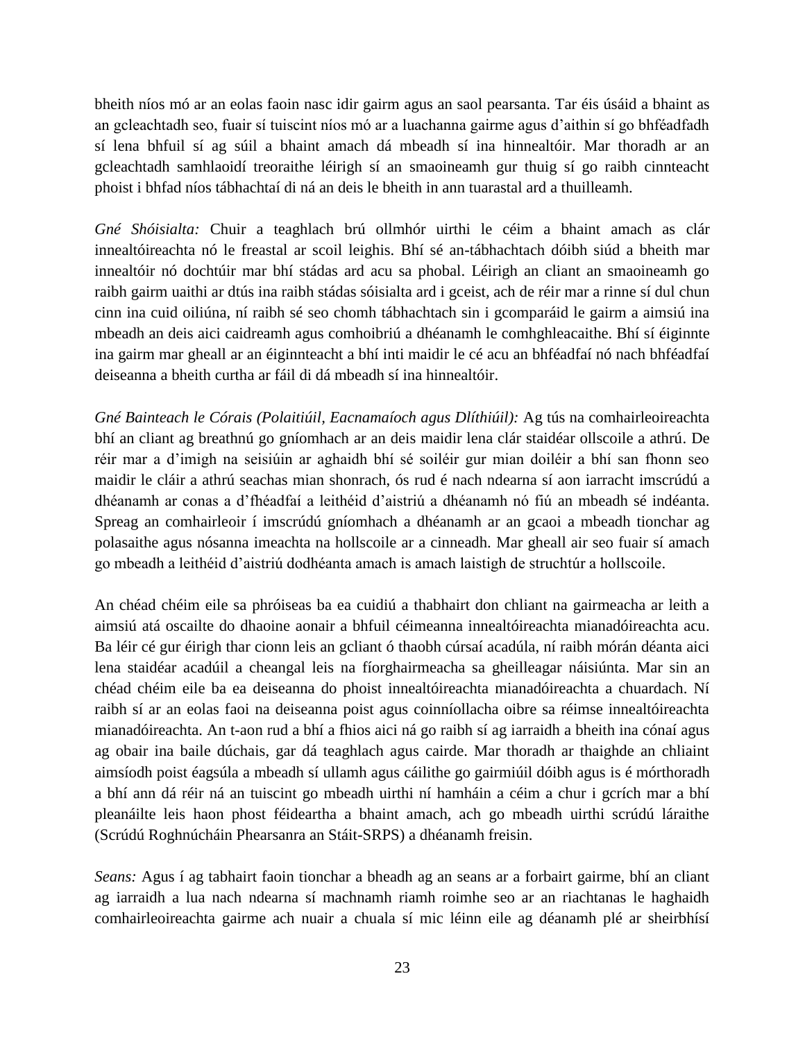bheith níos mó ar an eolas faoin nasc idir gairm agus an saol pearsanta. Tar éis úsáid a bhaint as an gcleachtadh seo, fuair sí tuiscint níos mó ar a luachanna gairme agus d'aithin sí go bhféadfadh sí lena bhfuil sí ag súil a bhaint amach dá mbeadh sí ina hinnealtóir. Mar thoradh ar an gcleachtadh samhlaoidí treoraithe léirigh sí an smaoineamh gur thuig sí go raibh cinnteacht phoist i bhfad níos tábhachtaí di ná an deis le bheith in ann tuarastal ard a thuilleamh.

*Gné Shóisialta:* Chuir a teaghlach brú ollmhór uirthi le céim a bhaint amach as clár innealtóireachta nó le freastal ar scoil leighis. Bhí sé an-tábhachtach dóibh siúd a bheith mar innealtóir nó dochtúir mar bhí stádas ard acu sa phobal. Léirigh an cliant an smaoineamh go raibh gairm uaithi ar dtús ina raibh stádas sóisialta ard i gceist, ach de réir mar a rinne sí dul chun cinn ina cuid oiliúna, ní raibh sé seo chomh tábhachtach sin i gcomparáid le gairm a aimsiú ina mbeadh an deis aici caidreamh agus comhoibriú a dhéanamh le comhghleacaithe. Bhí sí éiginnte ina gairm mar gheall ar an éiginnteacht a bhí inti maidir le cé acu an bhféadfaí nó nach bhféadfaí deiseanna a bheith curtha ar fáil di dá mbeadh sí ina hinnealtóir.

*Gné Bainteach le Córais (Polaitiúil, Eacnamaíoch agus Dlíthiúil):* Ag tús na comhairleoireachta bhí an cliant ag breathnú go gníomhach ar an deis maidir lena clár staidéar ollscoile a athrú. De réir mar a d'imigh na seisiúin ar aghaidh bhí sé soiléir gur mian doiléir a bhí san fhonn seo maidir le cláir a athrú seachas mian shonrach, ós rud é nach ndearna sí aon iarracht imscrúdú a dhéanamh ar conas a d'fhéadfaí a leithéid d'aistriú a dhéanamh nó fiú an mbeadh sé indéanta. Spreag an comhairleoir í imscrúdú gníomhach a dhéanamh ar an gcaoi a mbeadh tionchar ag polasaithe agus nósanna imeachta na hollscoile ar a cinneadh. Mar gheall air seo fuair sí amach go mbeadh a leithéid d'aistriú dodhéanta amach is amach laistigh de struchtúr a hollscoile.

An chéad chéim eile sa phróiseas ba ea cuidiú a thabhairt don chliant na gairmeacha ar leith a aimsiú atá oscailte do dhaoine aonair a bhfuil céimeanna innealtóireachta mianadóireachta acu. Ba léir cé gur éirigh thar cionn leis an gcliant ó thaobh cúrsaí acadúla, ní raibh mórán déanta aici lena staidéar acadúil a cheangal leis na fíorghairmeacha sa gheilleagar náisiúnta. Mar sin an chéad chéim eile ba ea deiseanna do phoist innealtóireachta mianadóireachta a chuardach. Ní raibh sí ar an eolas faoi na deiseanna poist agus coinníollacha oibre sa réimse innealtóireachta mianadóireachta. An t-aon rud a bhí a fhios aici ná go raibh sí ag iarraidh a bheith ina cónaí agus ag obair ina baile dúchais, gar dá teaghlach agus cairde. Mar thoradh ar thaighde an chliaint aimsíodh poist éagsúla a mbeadh sí ullamh agus cáilithe go gairmiúil dóibh agus is é mórthoradh a bhí ann dá réir ná an tuiscint go mbeadh uirthi ní hamháin a céim a chur i gcrích mar a bhí pleanáilte leis haon phost féideartha a bhaint amach, ach go mbeadh uirthi scrúdú láraithe (Scrúdú Roghnúcháin Phearsanra an Stáit-SRPS) a dhéanamh freisin.

*Seans:* Agus í ag tabhairt faoin tionchar a bheadh ag an seans ar a forbairt gairme, bhí an cliant ag iarraidh a lua nach ndearna sí machnamh riamh roimhe seo ar an riachtanas le haghaidh comhairleoireachta gairme ach nuair a chuala sí mic léinn eile ag déanamh plé ar sheirbhísí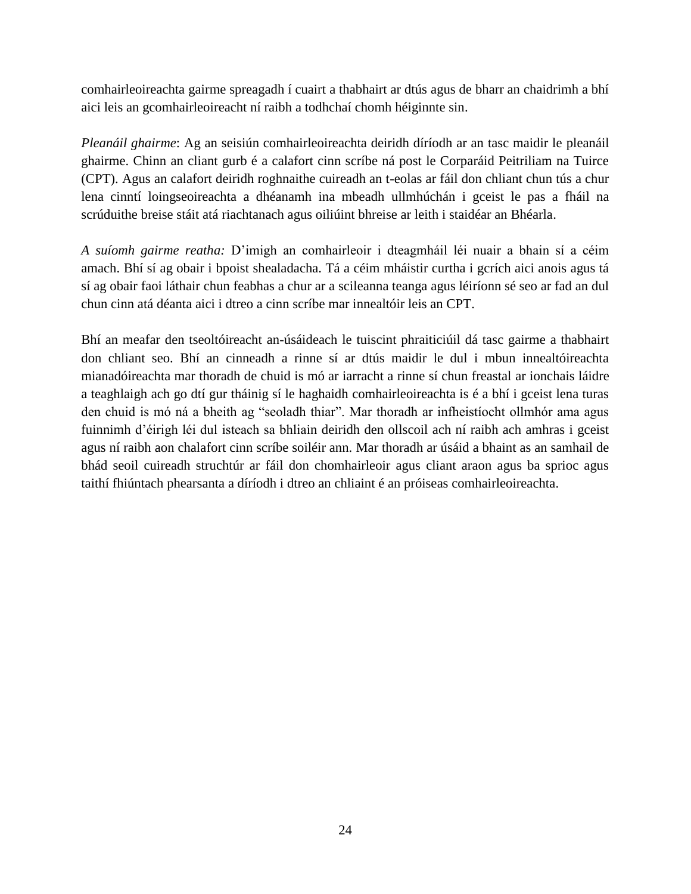comhairleoireachta gairme spreagadh í cuairt a thabhairt ar dtús agus de bharr an chaidrimh a bhí aici leis an gcomhairleoireacht ní raibh a todhchaí chomh héiginnte sin.

*Pleanáil ghairme*: Ag an seisiún comhairleoireachta deiridh díríodh ar an tasc maidir le pleanáil ghairme. Chinn an cliant gurb é a calafort cinn scríbe ná post le Corparáid Peitriliam na Tuirce (CPT). Agus an calafort deiridh roghnaithe cuireadh an t-eolas ar fáil don chliant chun tús a chur lena cinntí loingseoireachta a dhéanamh ina mbeadh ullmhúchán i gceist le pas a fháil na scrúduithe breise stáit atá riachtanach agus oiliúint bhreise ar leith i staidéar an Bhéarla.

*A suíomh gairme reatha:* D'imigh an comhairleoir i dteagmháil léi nuair a bhain sí a céim amach. Bhí sí ag obair i bpoist shealadacha. Tá a céim mháistir curtha i gcrích aici anois agus tá sí ag obair faoi láthair chun feabhas a chur ar a scileanna teanga agus léiríonn sé seo ar fad an dul chun cinn atá déanta aici i dtreo a cinn scríbe mar innealtóir leis an CPT.

Bhí an meafar den tseoltóireacht an-úsáideach le tuiscint phraiticiúil dá tasc gairme a thabhairt don chliant seo. Bhí an cinneadh a rinne sí ar dtús maidir le dul i mbun innealtóireachta mianadóireachta mar thoradh de chuid is mó ar iarracht a rinne sí chun freastal ar ionchais láidre a teaghlaigh ach go dtí gur tháinig sí le haghaidh comhairleoireachta is é a bhí i gceist lena turas den chuid is mó ná a bheith ag "seoladh thiar". Mar thoradh ar infheistíocht ollmhór ama agus fuinnimh d'éirigh léi dul isteach sa bhliain deiridh den ollscoil ach ní raibh ach amhras i gceist agus ní raibh aon chalafort cinn scríbe soiléir ann. Mar thoradh ar úsáid a bhaint as an samhail de bhád seoil cuireadh struchtúr ar fáil don chomhairleoir agus cliant araon agus ba sprioc agus taithí fhiúntach phearsanta a díríodh i dtreo an chliaint é an próiseas comhairleoireachta.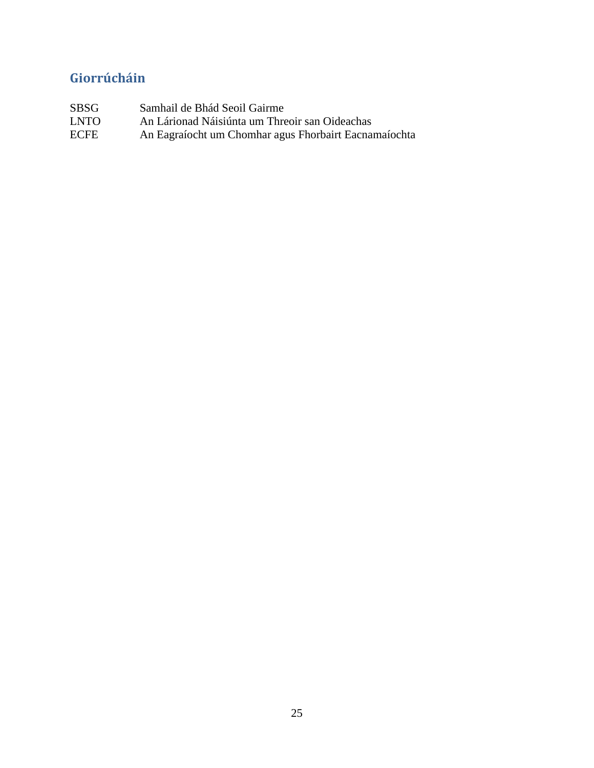## Giorrúcháin

| | |
|---|---|
| SBSG | Samhail de Bhád Seoil Gairme |
| LNTO | An Lárionad Náisiúnta um Threoir san Oideachas |
| ECFE | An Eagraíocht um Chomhar agus Fhorbairt Eacnamaíochta |